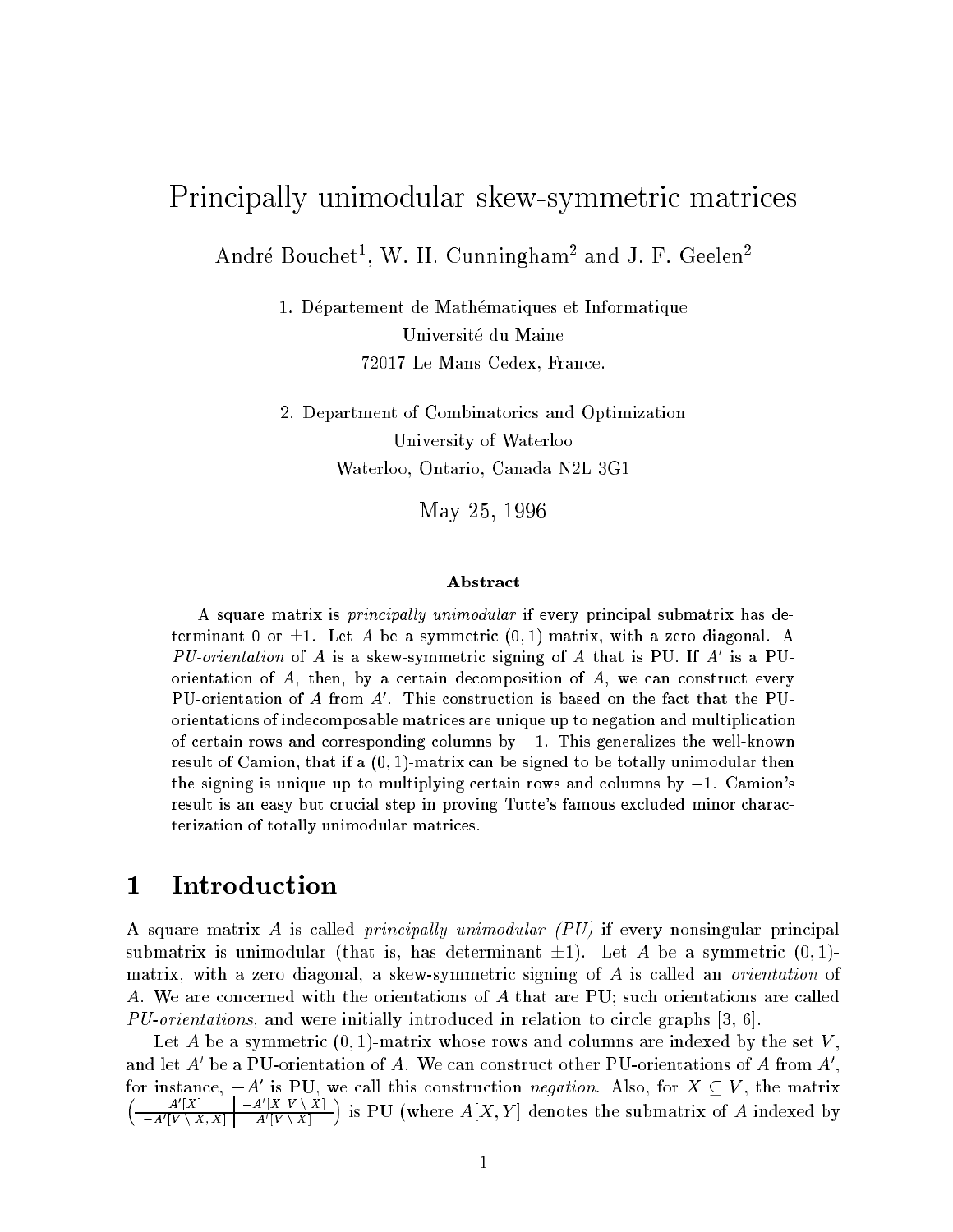# Principally unimodular skew-symmetric matrices

André Bouchet[1], W. H. Cunningham[2] and J. F. Geelen[2]

1. Département de Mathématiques et Informatique
Université du Maine
72017 Le Mans Cedex, France.

2. Department of Combinatorics and Optimization
University of Waterloo
Waterloo, Ontario, Canada N2L 3G1

May 25, 1996

### Abstract

A square matrix is *principally unimodular* if every principal submatrix has determinant 0 or $\pm 1$. Let $A$ be a symmetric $(0,1)$-matrix, with a zero diagonal. A *PU-orientation* of $A$ is a skew-symmetric signing of $A$ that is PU. If $A'$ is a PU-orientation of $A$, then, by a certain decomposition of $A$, we can construct every PU-orientation of $A$ from $A'$. This construction is based on the fact that the PU-orientations of indecomposable matrices are unique up to negation and multiplication of certain rows and corresponding columns by $-1$. This generalizes the well-known result of Camion, that if a $(0,1)$-matrix can be signed to be totally unimodular then the signing is unique up to multiplying certain rows and columns by $-1$. Camion's result is an easy but crucial step in proving Tutte's famous excluded minor characterization of totally unimodular matrices.

## 1 Introduction

A square matrix $A$ is called *principally unimodular (PU)* if every nonsingular principal submatrix is unimodular (that is, has determinant $\pm 1$). Let $A$ be a symmetric $(0,1)$-matrix, with a zero diagonal, a skew-symmetric signing of $A$ is called an *orientation* of $A$. We are concerned with the orientations of $A$ that are PU; such orientations are called *PU-orientations*, and were initially introduced in relation to circle graphs [3, 6].

Let $A$ be a symmetric $(0,1)$-matrix whose rows and columns are indexed by the set $V$, and let $A'$ be a PU-orientation of $A$. We can construct other PU-orientations of $A$ from $A'$, for instance, $-A'$ is PU, we call this construction *negation*. Also, for $X \subseteq V$, the matrix $\left(\begin{array}{c|c} A'[X] & -A'[X, V\setminus X] \\ \hline -A'[V\setminus X, X] & A'[V\setminus X] \end{array}\right)$ is PU (where $A[X,Y]$ denotes the submatrix of $A$ indexed by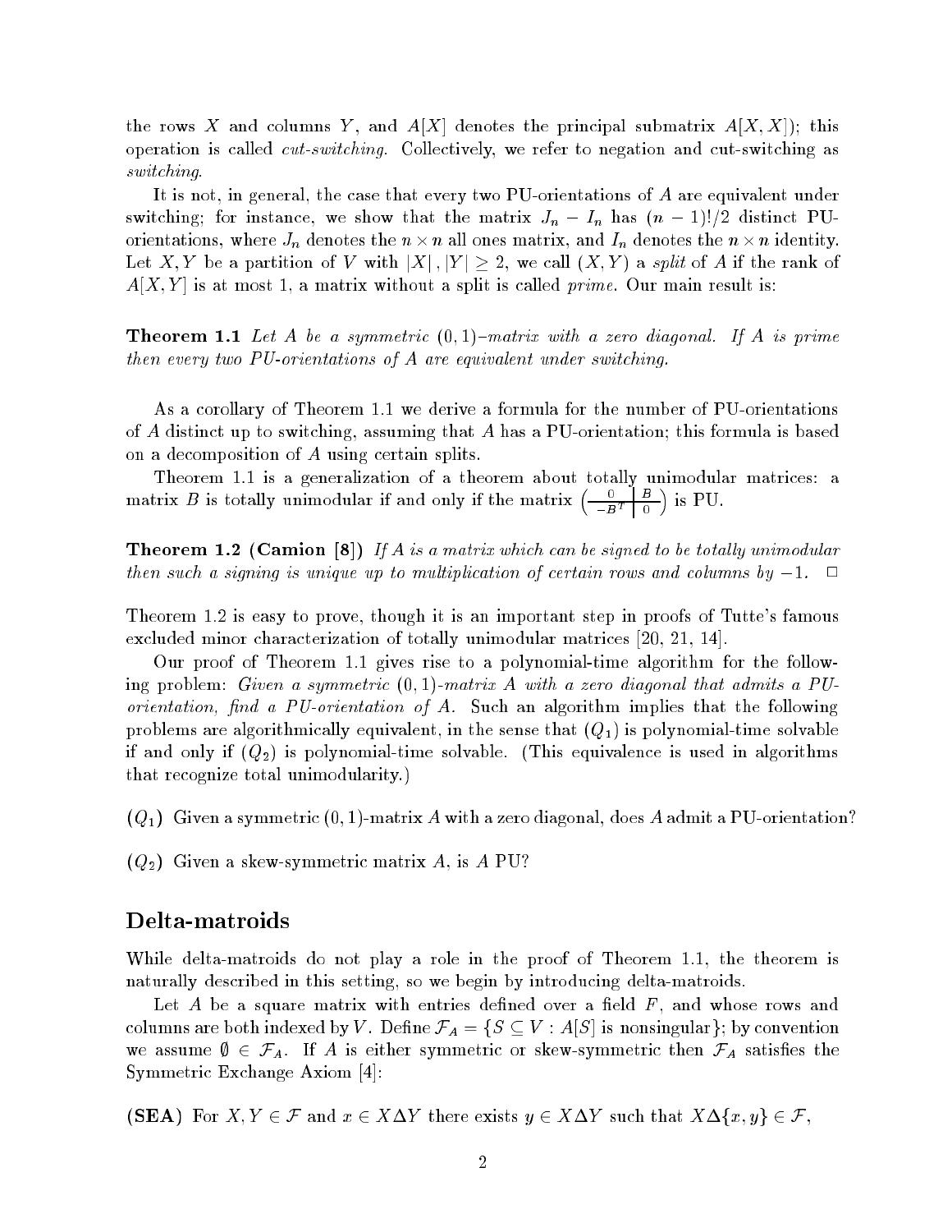the rows $X$ and columns $Y$, and $A[X]$ denotes the principal submatrix $A[X, X]$); this operation is called *cut-switching*. Collectively, we refer to negation and cut-switching as *switching*.

It is not, in general, the case that every two PU-orientations of $A$ are equivalent under switching; for instance, we show that the matrix $J_n - I_n$ has $(n-1)!/2$ distinct PU-orientations, where $J_n$ denotes the $n \times n$ all ones matrix, and $I_n$ denotes the $n \times n$ identity. Let $X, Y$ be a partition of $V$ with $|X|, |Y| \geq 2$, we call $(X, Y)$ a *split* of $A$ if the rank of $A[X, Y]$ is at most 1, a matrix without a split is called *prime*. Our main result is:

**Theorem 1.1** *Let $A$ be a symmetric $(0,1)$–matrix with a zero diagonal. If $A$ is prime then every two PU-orientations of $A$ are equivalent under switching.*

As a corollary of Theorem 1.1 we derive a formula for the number of PU-orientations of $A$ distinct up to switching, assuming that $A$ has a PU-orientation; this formula is based on a decomposition of $A$ using certain splits.

Theorem 1.1 is a generalization of a theorem about totally unimodular matrices: a matrix $B$ is totally unimodular if and only if the matrix $\left(\begin{array}{c|c} 0 & B \\ \hline -B^T & 0 \end{array}\right)$ is PU.

**Theorem 1.2 (Camion [8])** *If $A$ is a matrix which can be signed to be totally unimodular then such a signing is unique up to multiplication of certain rows and columns by $-1$.* $\square$

Theorem 1.2 is easy to prove, though it is an important step in proofs of Tutte's famous excluded minor characterization of totally unimodular matrices [20, 21, 14].

Our proof of Theorem 1.1 gives rise to a polynomial-time algorithm for the following problem: *Given a symmetric $(0,1)$-matrix $A$ with a zero diagonal that admits a PU-orientation, find a PU-orientation of $A$.* Such an algorithm implies that the following problems are algorithmically equivalent, in the sense that $(Q_1)$ is polynomial-time solvable if and only if $(Q_2)$ is polynomial-time solvable. (This equivalence is used in algorithms that recognize total unimodularity.)

$(Q_1)$ Given a symmetric $(0,1)$-matrix $A$ with a zero diagonal, does $A$ admit a PU-orientation?

$(Q_2)$ Given a skew-symmetric matrix $A$, is $A$ PU?

## Delta-matroids

While delta-matroids do not play a role in the proof of Theorem 1.1, the theorem is naturally described in this setting, so we begin by introducing delta-matroids.

Let $A$ be a square matrix with entries defined over a field $F$, and whose rows and columns are both indexed by $V$. Define $\mathcal{F}_A = \{S \subseteq V : A[S] \text{ is nonsingular}\}$; by convention we assume $\emptyset \in \mathcal{F}_A$. If $A$ is either symmetric or skew-symmetric then $\mathcal{F}_A$ satisfies the Symmetric Exchange Axiom [4]:

**(SEA)** For $X, Y \in \mathcal{F}$ and $x \in X \Delta Y$ there exists $y \in X \Delta Y$ such that $X \Delta \{x, y\} \in \mathcal{F}$,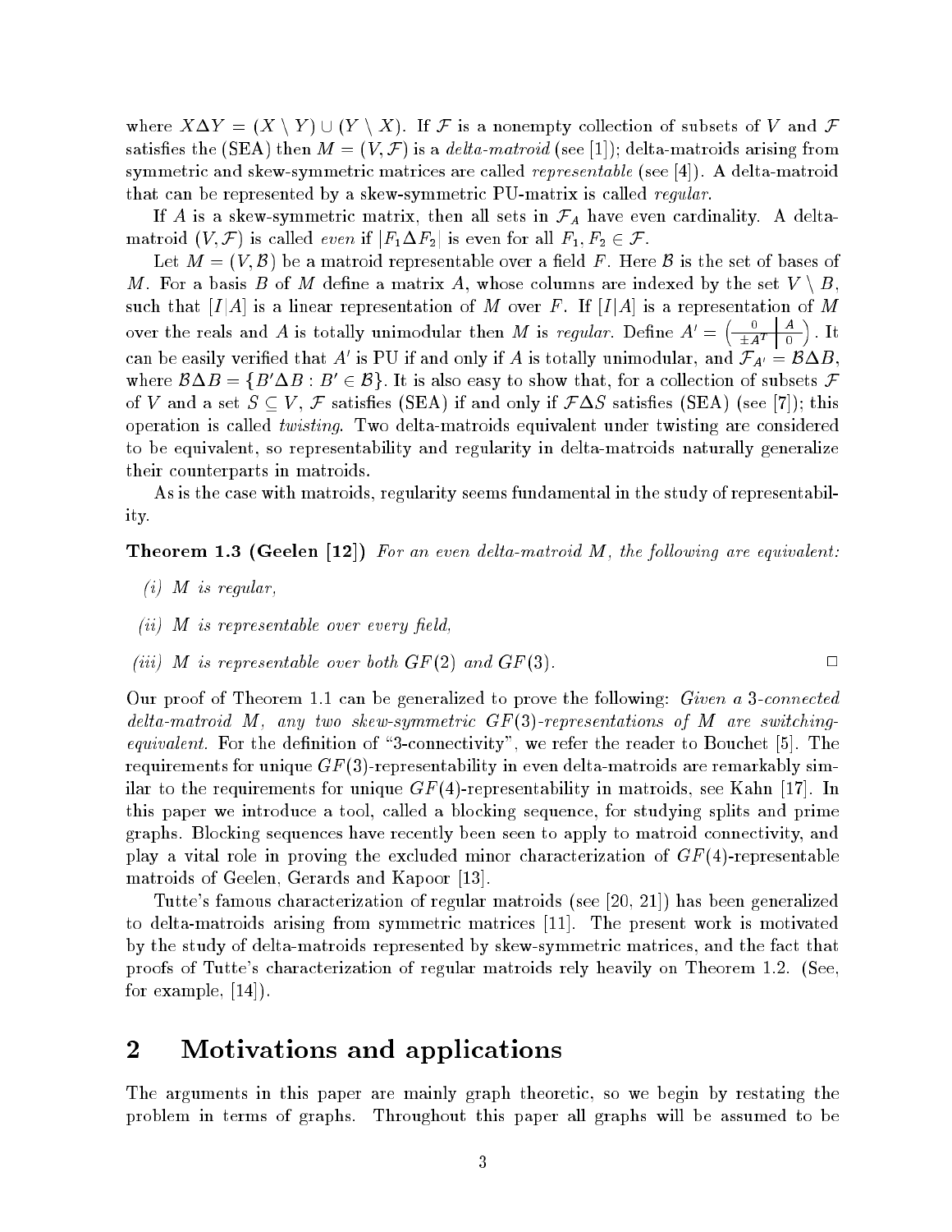where $X \Delta Y = (X \setminus Y) \cup (Y \setminus X)$. If $\mathcal{F}$ is a nonempty collection of subsets of $V$ and $\mathcal{F}$ satisfies the (SEA) then $M = (V, \mathcal{F})$ is a *delta-matroid* (see [1]); delta-matroids arising from symmetric and skew-symmetric matrices are called *representable* (see [4]). A delta-matroid that can be represented by a skew-symmetric PU-matrix is called *regular*.

If $A$ is a skew-symmetric matrix, then all sets in $\mathcal{F}_A$ have even cardinality. A delta-matroid $(V, \mathcal{F})$ is called *even* if $|F_1 \Delta F_2|$ is even for all $F_1, F_2 \in \mathcal{F}$.

Let $M = (V, \mathcal{B})$ be a matroid representable over a field $F$. Here $\mathcal{B}$ is the set of bases of $M$. For a basis $B$ of $M$ define a matrix $A$, whose columns are indexed by the set $V \setminus B$, such that $[I|A]$ is a linear representation of $M$ over $F$. If $[I|A]$ is a representation of $M$ over the reals and $A$ is totally unimodular then $M$ is *regular*. Define $A' = \left( \begin{array}{c|c} 0 & A \\ \hline \pm A^T & 0 \end{array} \right)$. It can be easily verified that $A'$ is PU if and only if $A$ is totally unimodular, and $\mathcal{F}_{A'} = \mathcal{B} \Delta B$, where $\mathcal{B} \Delta B = \{B' \Delta B : B' \in \mathcal{B}\}$. It is also easy to show that, for a collection of subsets $\mathcal{F}$ of $V$ and a set $S \subseteq V$, $\mathcal{F}$ satisfies (SEA) if and only if $\mathcal{F} \Delta S$ satisfies (SEA) (see [7]); this operation is called *twisting*. Two delta-matroids equivalent under twisting are considered to be equivalent, so representability and regularity in delta-matroids naturally generalize their counterparts in matroids.

As is the case with matroids, regularity seems fundamental in the study of representability.

**Theorem 1.3 (Geelen [12])** *For an even delta-matroid $M$, the following are equivalent:*

*(i) $M$ is regular,*

*(ii) $M$ is representable over every field,*

*(iii) $M$ is representable over both $GF(2)$ and $GF(3)$.* □

Our proof of Theorem 1.1 can be generalized to prove the following: *Given a 3-connected delta-matroid $M$, any two skew-symmetric $GF(3)$-representations of $M$ are switching-equivalent.* For the definition of "3-connectivity", we refer the reader to Bouchet [5]. The requirements for unique $GF(3)$-representability in even delta-matroids are remarkably similar to the requirements for unique $GF(4)$-representability in matroids, see Kahn [17]. In this paper we introduce a tool, called a blocking sequence, for studying splits and prime graphs. Blocking sequences have recently been seen to apply to matroid connectivity, and play a vital role in proving the excluded minor characterization of $GF(4)$-representable matroids of Geelen, Gerards and Kapoor [13].

Tutte's famous characterization of regular matroids (see [20, 21]) has been generalized to delta-matroids arising from symmetric matrices [11]. The present work is motivated by the study of delta-matroids represented by skew-symmetric matrices, and the fact that proofs of Tutte's characterization of regular matroids rely heavily on Theorem 1.2. (See, for example, [14]).

## 2 Motivations and applications

The arguments in this paper are mainly graph theoretic, so we begin by restating the problem in terms of graphs. Throughout this paper all graphs will be assumed to be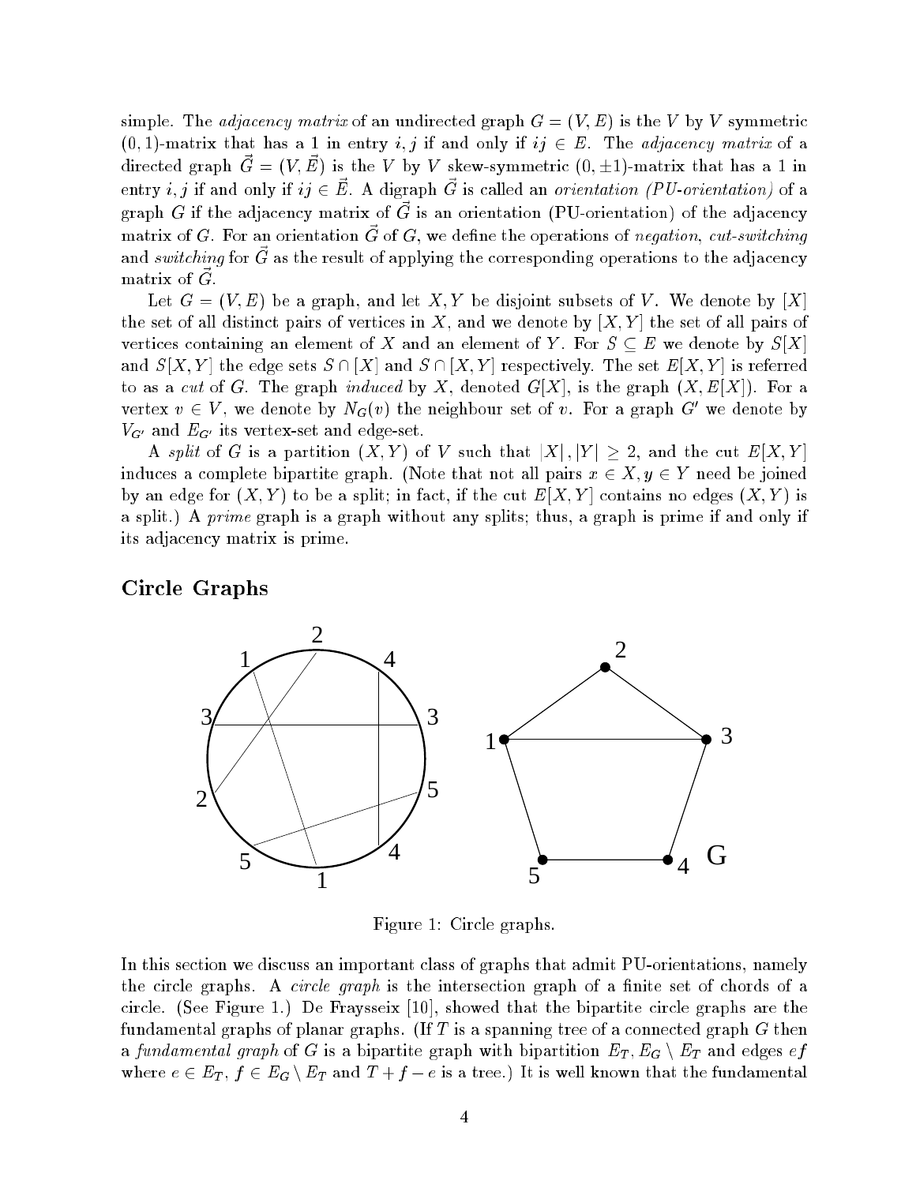simple. The *adjacency matrix* of an undirected graph $G = (V, E)$ is the $V$ by $V$ symmetric $(0, 1)$-matrix that has a 1 in entry $i, j$ if and only if $ij \in E$. The *adjacency matrix* of a directed graph $\vec{G} = (V, \vec{E})$ is the $V$ by $V$ skew-symmetric $(0, \pm 1)$-matrix that has a 1 in entry $i, j$ if and only if $ij \in \vec{E}$. A digraph $\vec{G}$ is called an *orientation (PU-orientation)* of a graph $G$ if the adjacency matrix of $\vec{G}$ is an orientation (PU-orientation) of the adjacency matrix of $G$. For an orientation $\vec{G}$ of $G$, we define the operations of *negation*, *cut-switching* and *switching* for $\vec{G}$ as the result of applying the corresponding operations to the adjacency matrix of $\vec{G}$.

Let $G = (V, E)$ be a graph, and let $X, Y$ be disjoint subsets of $V$. We denote by $[X]$ the set of all distinct pairs of vertices in $X$, and we denote by $[X, Y]$ the set of all pairs of vertices containing an element of $X$ and an element of $Y$. For $S \subseteq E$ we denote by $S[X]$ and $S[X, Y]$ the edge sets $S \cap [X]$ and $S \cap [X, Y]$ respectively. The set $E[X, Y]$ is referred to as a *cut* of $G$. The graph *induced* by $X$, denoted $G[X]$, is the graph $(X, E[X])$. For a vertex $v \in V$, we denote by $N_G(v)$ the neighbour set of $v$. For a graph $G'$ we denote by $V_{G'}$ and $E_{G'}$ its vertex-set and edge-set.

A *split* of $G$ is a partition $(X, Y)$ of $V$ such that $|X|, |Y| \geq 2$, and the cut $E[X, Y]$ induces a complete bipartite graph. (Note that not all pairs $x \in X, y \in Y$ need be joined by an edge for $(X, Y)$ to be a split; in fact, if the cut $E[X, Y]$ contains no edges $(X, Y)$ is a split.) A *prime* graph is a graph without any splits; thus, a graph is prime if and only if its adjacency matrix is prime.

## Circle Graphs

Figure 1: Circle graphs.

In this section we discuss an important class of graphs that admit PU-orientations, namely the circle graphs. A *circle graph* is the intersection graph of a finite set of chords of a circle. (See Figure 1.) De Fraysseix [10], showed that the bipartite circle graphs are the fundamental graphs of planar graphs. (If $T$ is a spanning tree of a connected graph $G$ then a *fundamental graph* of $G$ is a bipartite graph with bipartition $E_T, E_G \setminus E_T$ and edges $ef$ where $e \in E_T$, $f \in E_G \setminus E_T$ and $T + f - e$ is a tree.) It is well known that the fundamental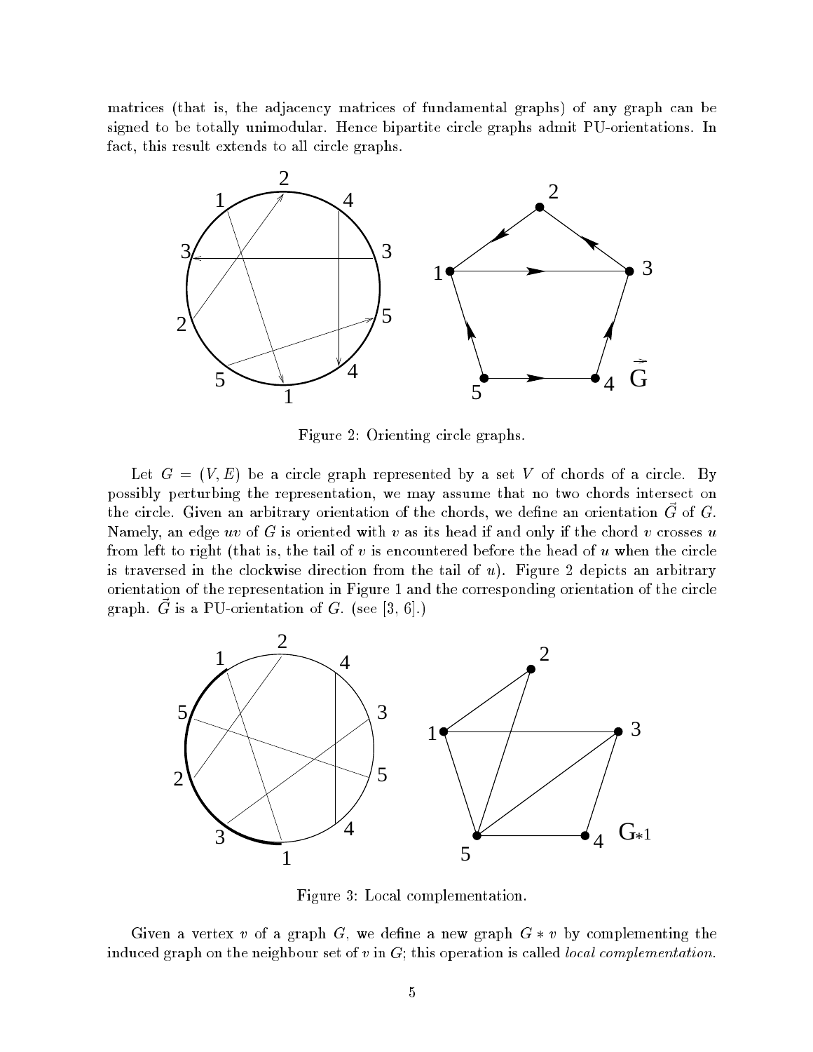matrices (that is, the adjacency matrices of fundamental graphs) of any graph can be signed to be totally unimodular. Hence bipartite circle graphs admit PU-orientations. In fact, this result extends to all circle graphs.

Figure 2: Orienting circle graphs.

Let $G = (V, E)$ be a circle graph represented by a set $V$ of chords of a circle. By possibly perturbing the representation, we may assume that no two chords intersect on the circle. Given an arbitrary orientation of the chords, we define an orientation $\vec{G}$ of $G$. Namely, an edge $uv$ of $G$ is oriented with $v$ as its head if and only if the chord $v$ crosses $u$ from left to right (that is, the tail of $v$ is encountered before the head of $u$ when the circle is traversed in the clockwise direction from the tail of $u$). Figure 2 depicts an arbitrary orientation of the representation in Figure 1 and the corresponding orientation of the circle graph. $\vec{G}$ is a PU-orientation of $G$. (see [3, 6].)

Figure 3: Local complementation.

Given a vertex $v$ of a graph $G$, we define a new graph $G * v$ by complementing the induced graph on the neighbour set of $v$ in $G$; this operation is called *local complementation.*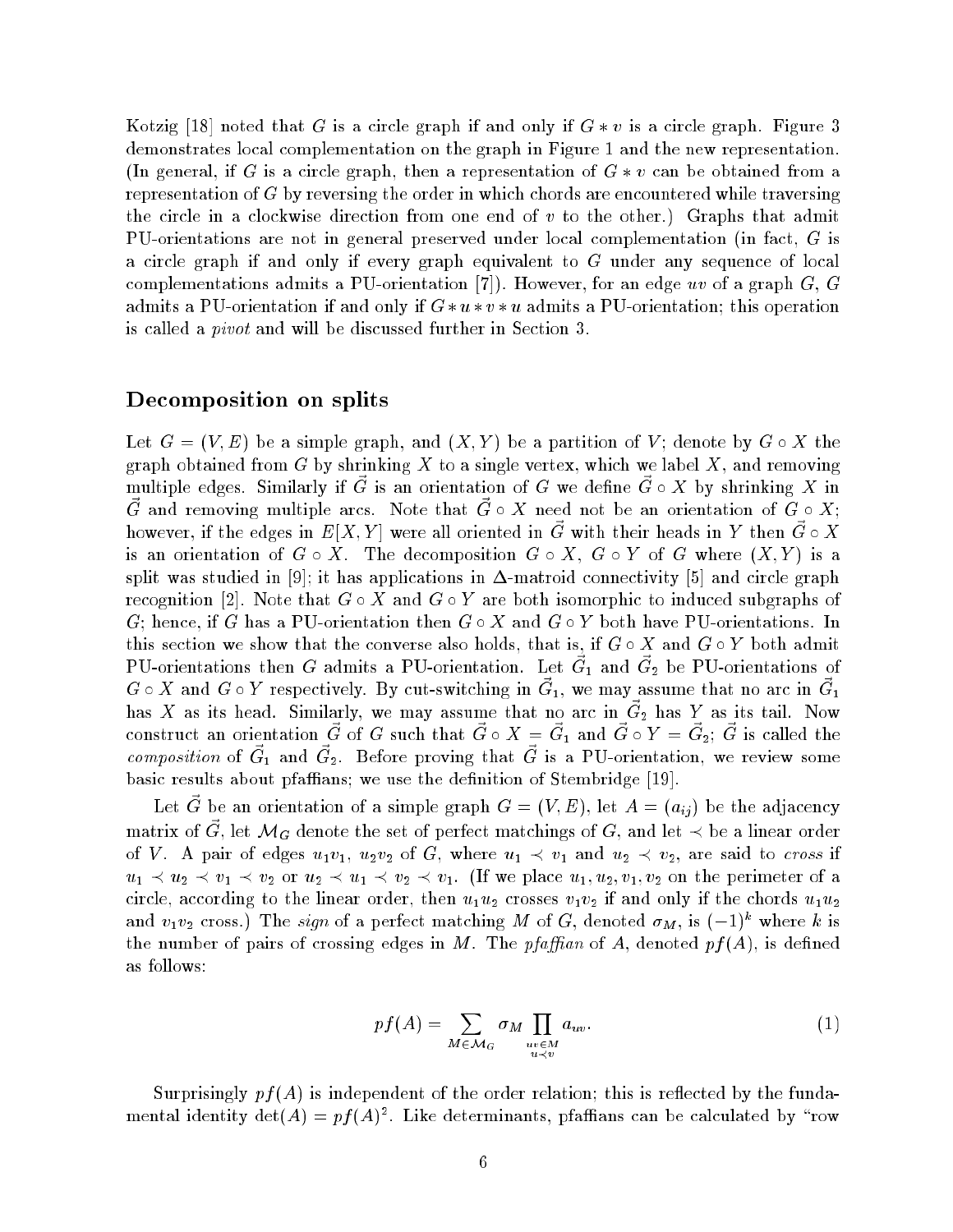Kotzig [18] noted that $G$ is a circle graph if and only if $G * v$ is a circle graph. Figure 3 demonstrates local complementation on the graph in Figure 1 and the new representation. (In general, if $G$ is a circle graph, then a representation of $G * v$ can be obtained from a representation of $G$ by reversing the order in which chords are encountered while traversing the circle in a clockwise direction from one end of $v$ to the other.) Graphs that admit PU-orientations are not in general preserved under local complementation (in fact, $G$ is a circle graph if and only if every graph equivalent to $G$ under any sequence of local complementations admits a PU-orientation [7]). However, for an edge $uv$ of a graph $G$, $G$ admits a PU-orientation if and only if $G * u * v * u$ admits a PU-orientation; this operation is called a *pivot* and will be discussed further in Section 3.

## Decomposition on splits

Let $G = (V, E)$ be a simple graph, and $(X, Y)$ be a partition of $V$; denote by $G \circ X$ the graph obtained from $G$ by shrinking $X$ to a single vertex, which we label $X$, and removing multiple edges. Similarly if $\vec{G}$ is an orientation of $G$ we define $\vec{G} \circ X$ by shrinking $X$ in $\vec{G}$ and removing multiple arcs. Note that $\vec{G} \circ X$ need not be an orientation of $G \circ X$; however, if the edges in $E[X, Y]$ were all oriented in $\vec{G}$ with their heads in $Y$ then $\vec{G} \circ X$ is an orientation of $G \circ X$. The decomposition $G \circ X$, $G \circ Y$ of $G$ where $(X, Y)$ is a split was studied in [9]; it has applications in $\Delta$-matroid connectivity [5] and circle graph recognition [2]. Note that $G \circ X$ and $G \circ Y$ are both isomorphic to induced subgraphs of $G$; hence, if $G$ has a PU-orientation then $G \circ X$ and $G \circ Y$ both have PU-orientations. In this section we show that the converse also holds, that is, if $G \circ X$ and $G \circ Y$ both admit PU-orientations then $G$ admits a PU-orientation. Let $\vec{G}_1$ and $\vec{G}_2$ be PU-orientations of $G \circ X$ and $G \circ Y$ respectively. By cut-switching in $\vec{G}_1$, we may assume that no arc in $\vec{G}_1$ has $X$ as its head. Similarly, we may assume that no arc in $\vec{G}_2$ has $Y$ as its tail. Now construct an orientation $\vec{G}$ of $G$ such that $\vec{G} \circ X = \vec{G}_1$ and $\vec{G} \circ Y = \vec{G}_2$; $\vec{G}$ is called the *composition* of $\vec{G}_1$ and $\vec{G}_2$. Before proving that $\vec{G}$ is a PU-orientation, we review some basic results about pfaffians; we use the definition of Stembridge [19].

Let $\vec{G}$ be an orientation of a simple graph $G = (V, E)$, let $A = (a_{ij})$ be the adjacency matrix of $\vec{G}$, let $\mathcal{M}_G$ denote the set of perfect matchings of $G$, and let $\prec$ be a linear order of $V$. A pair of edges $u_1v_1$, $u_2v_2$ of $G$, where $u_1 \prec v_1$ and $u_2 \prec v_2$, are said to *cross* if $u_1 \prec u_2 \prec v_1 \prec v_2$ or $u_2 \prec u_1 \prec v_2 \prec v_1$. (If we place $u_1, u_2, v_1, v_2$ on the perimeter of a circle, according to the linear order, then $u_1u_2$ crosses $v_1v_2$ if and only if the chords $u_1u_2$ and $v_1v_2$ cross.) The *sign* of a perfect matching $M$ of $G$, denoted $\sigma_M$, is $(-1)^k$ where $k$ is the number of pairs of crossing edges in $M$. The *pfaffian* of $A$, denoted $pf(A)$, is defined as follows:

$$pf(A) = \sum_{M \in \mathcal{M}_G} \sigma_M \prod_{\substack{uv \in M \\ u \prec v}} a_{uv}. \tag{1}$$

Surprisingly $pf(A)$ is independent of the order relation; this is reflected by the fundamental identity $\det(A) = pf(A)^2$. Like determinants, pfaffians can be calculated by "row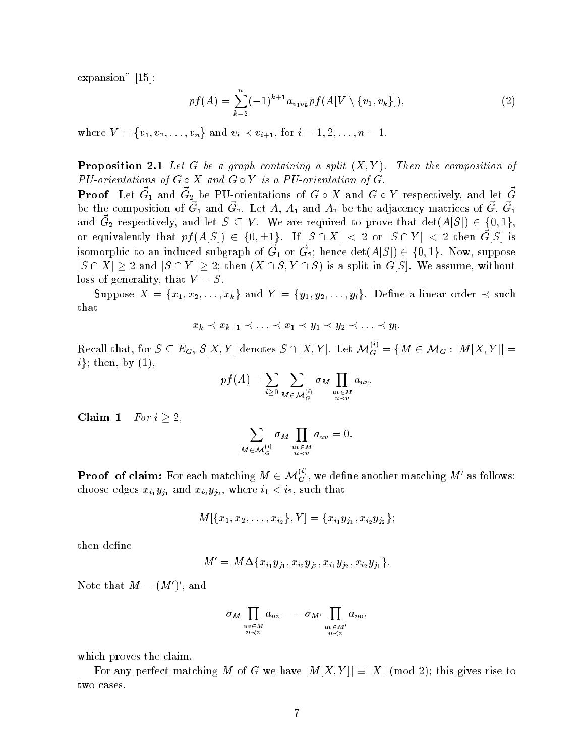expansion" [15]:

$$pf(A) = \sum_{k=2}^{n} (-1)^{k+1} a_{v_1 v_k} pf(A[V \setminus \{v_1, v_k\}]), \tag{2}$$

where $V = \{v_1, v_2, \ldots, v_n\}$ and $v_i \prec v_{i+1}$, for $i = 1, 2, \ldots, n-1$.

**Proposition 2.1** *Let $G$ be a graph containing a split $(X, Y)$. Then the composition of PU-orientations of $G \circ X$ and $G \circ Y$ is a PU-orientation of $G$.*

**Proof** Let $\vec{G}_1$ and $\vec{G}_2$ be PU-orientations of $G \circ X$ and $G \circ Y$ respectively, and let $\vec{G}$ be the composition of $\vec{G}_1$ and $\vec{G}_2$. Let $A$, $A_1$ and $A_2$ be the adjacency matrices of $\vec{G}$, $\vec{G}_1$ and $\vec{G}_2$ respectively, and let $S \subseteq V$. We are required to prove that $\det(A[S]) \in \{0, 1\}$, or equivalently that $pf(A[S]) \in \{0, \pm 1\}$. If $|S \cap X| < 2$ or $|S \cap Y| < 2$ then $\vec{G}[S]$ is isomorphic to an induced subgraph of $\vec{G}_1$ or $\vec{G}_2$; hence $\det(A[S]) \in \{0, 1\}$. Now, suppose $|S \cap X| \geq 2$ and $|S \cap Y| \geq 2$; then $(X \cap S, Y \cap S)$ is a split in $G[S]$. We assume, without loss of generality, that $V = S$.

Suppose $X = \{x_1, x_2, \ldots, x_k\}$ and $Y = \{y_1, y_2, \ldots, y_l\}$. Define a linear order $\prec$ such that

$$x_k \prec x_{k-1} \prec \ldots \prec x_1 \prec y_1 \prec y_2 \prec \ldots \prec y_l.$$

Recall that, for $S \subseteq E_G$, $S[X, Y]$ denotes $S \cap [X, Y]$. Let $\mathcal{M}_G^{(i)} = \{M \in \mathcal{M}_G : |M[X, Y]| = i\}$; then, by (1),

$$pf(A) = \sum_{i \geq 0} \sum_{M \in \mathcal{M}_G^{(i)}} \sigma_M \prod_{\substack{uv \in M \\ u \prec v}} a_{uv}.$$

**Claim 1** *For $i \geq 2$,*

$$\sum_{M \in \mathcal{M}_G^{(i)}} \sigma_M \prod_{\substack{uv \in M \\ u \prec v}} a_{uv} = 0.$$

**Proof of claim:** For each matching $M \in \mathcal{M}_G^{(i)}$, we define another matching $M'$ as follows: choose edges $x_{i_1} y_{j_1}$ and $x_{i_2} y_{j_2}$, where $i_1 < i_2$, such that

$$M[\{x_1, x_2, \ldots, x_{i_2}\}, Y] = \{x_{i_1} y_{j_1}, x_{i_2} y_{j_2}\};$$

then define

$$M' = M \Delta \{x_{i_1} y_{j_1}, x_{i_2} y_{j_2}, x_{i_1} y_{j_2}, x_{i_2} y_{j_1}\}.$$

Note that $M = (M')'$, and

$$\sigma_M \prod_{\substack{uv \in M \\ u \prec v}} a_{uv} = -\sigma_{M'} \prod_{\substack{uv \in M' \\ u \prec v}} a_{uv},$$

which proves the claim.

For any perfect matching $M$ of $G$ we have $|M[X, Y]| \equiv |X| \pmod 2$; this gives rise to two cases.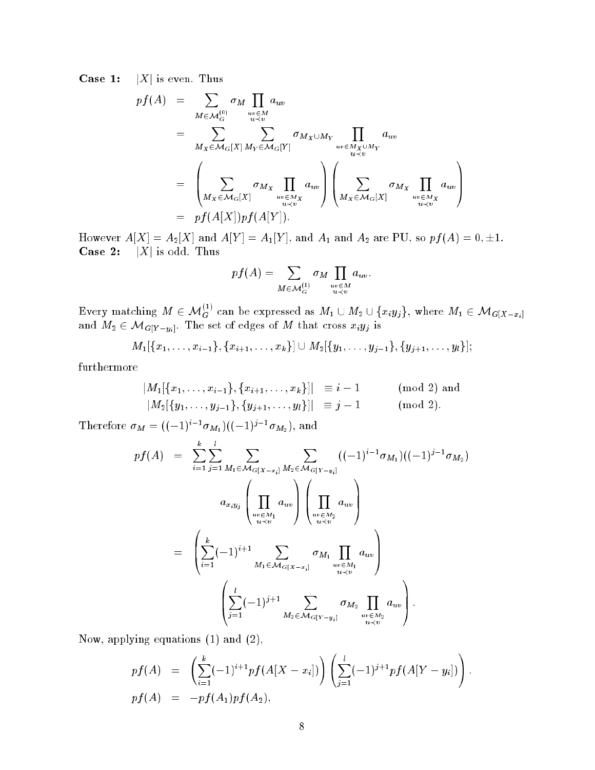**Case 1:** $|X|$ is even. Thus

$$
\begin{aligned}
pf(A) &= \sum_{M \in \mathcal{M}_G^{(0)}} \sigma_M \prod_{\substack{uv \in M \\ u \prec v}} a_{uv} \\
&= \sum_{M_X \in \mathcal{M}_G[X]} \sum_{M_Y \in \mathcal{M}_G[Y]} \sigma_{M_X \cup M_Y} \prod_{\substack{uv \in M_X \cup M_Y \\ u \prec v}} a_{uv} \\
&= \left( \sum_{M_X \in \mathcal{M}_G[X]} \sigma_{M_X} \prod_{\substack{uv \in M_X \\ u \prec v}} a_{uv} \right) \left( \sum_{M_X \in \mathcal{M}_G[X]} \sigma_{M_X} \prod_{\substack{uv \in M_X \\ u \prec v}} a_{uv} \right) \\
&= pf(A[X]) pf(A[Y]).
\end{aligned}
$$

However $A[X] = A_2[X]$ and $A[Y] = A_1[Y]$, and $A_1$ and $A_2$ are PU, so $pf(A) = 0, \pm 1$.

**Case 2:** $|X|$ is odd. Thus

$$
pf(A) = \sum_{M \in \mathcal{M}_G^{(1)}} \sigma_M \prod_{\substack{uv \in M \\ u \prec v}} a_{uv}.
$$

Every matching $M \in \mathcal{M}_G^{(1)}$ can be expressed as $M_1 \cup M_2 \cup \{x_i y_j\}$, where $M_1 \in \mathcal{M}_{G[X - x_i]}$ and $M_2 \in \mathcal{M}_{G[Y - y_i]}$. The set of edges of $M$ that cross $x_i y_j$ is

$$
M_1[\{x_1, \ldots, x_{i-1}\}, \{x_{i+1}, \ldots, x_k\}] \cup M_2[\{y_1, \ldots, y_{j-1}\}, \{y_{j+1}, \ldots, y_l\}];
$$

furthermore

$$
\begin{aligned}
|M_1[\{x_1, \ldots, x_{i-1}\}, \{x_{i+1}, \ldots, x_k\}]| &\equiv i - 1 \pmod 2 \text{ and} \\
|M_2[\{y_1, \ldots, y_{j-1}\}, \{y_{j+1}, \ldots, y_l\}]| &\equiv j - 1 \pmod 2.
\end{aligned}
$$

Therefore $\sigma_M = ((-1)^{i-1}\sigma_{M_1})((-1)^{j-1}\sigma_{M_2})$, and

$$
\begin{aligned}
pf(A) &= \sum_{i=1}^{k} \sum_{j=1}^{l} \sum_{M_1 \in \mathcal{M}_{G[X-x_i]}} \sum_{M_2 \in \mathcal{M}_{G[Y-y_i]}} ((-1)^{i-1}\sigma_{M_1})((-1)^{j-1}\sigma_{M_2}) \\
&\qquad a_{x_i y_j} \left( \prod_{\substack{uv \in M_1 \\ u \prec v}} a_{uv} \right) \left( \prod_{\substack{uv \in M_2 \\ u \prec v}} a_{uv} \right) \\
&= \left( \sum_{i=1}^{k} (-1)^{i+1} \sum_{M_1 \in \mathcal{M}_{G[X-x_i]}} \sigma_{M_1} \prod_{\substack{uv \in M_1 \\ u \prec v}} a_{uv} \right) \\
&\qquad \left( \sum_{j=1}^{l} (-1)^{j+1} \sum_{M_2 \in \mathcal{M}_{G[Y-y_i]}} \sigma_{M_2} \prod_{\substack{uv \in M_2 \\ u \prec v}} a_{uv} \right).
\end{aligned}
$$

Now, applying equations (1) and (2),

$$
\begin{aligned}
pf(A) &= \left( \sum_{i=1}^{k} (-1)^{i+1} pf(A[X - x_i]) \right) \left( \sum_{j=1}^{l} (-1)^{j+1} pf(A[Y - y_i]) \right). \\
pf(A) &= -pf(A_1) pf(A_2),
\end{aligned}
$$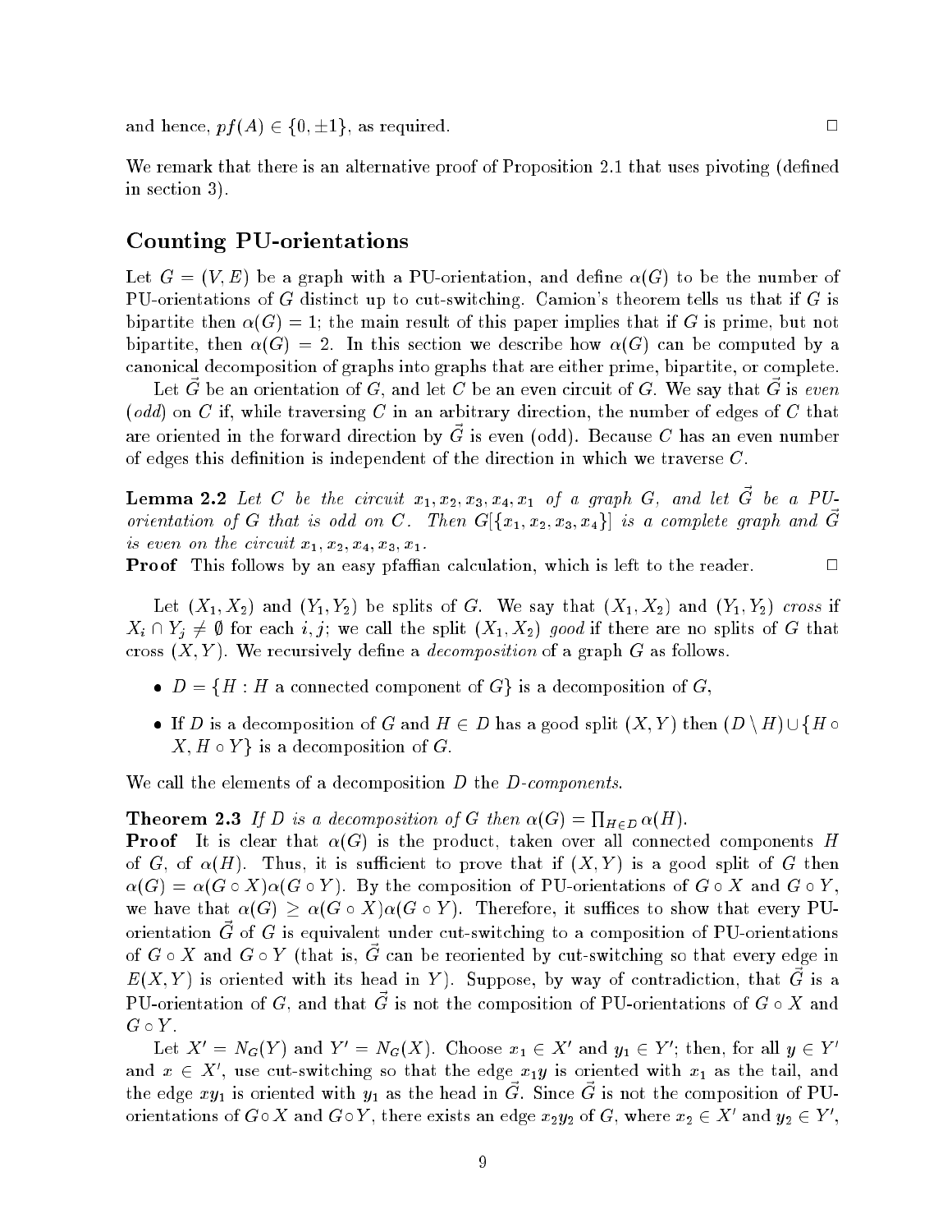and hence, $pf(A) \in \{0, \pm 1\}$, as required. $\square$

We remark that there is an alternative proof of Proposition 2.1 that uses pivoting (defined in section 3).

## Counting PU-orientations

Let $G = (V, E)$ be a graph with a PU-orientation, and define $\alpha(G)$ to be the number of PU-orientations of $G$ distinct up to cut-switching. Camion's theorem tells us that if $G$ is bipartite then $\alpha(G) = 1$; the main result of this paper implies that if $G$ is prime, but not bipartite, then $\alpha(G) = 2$. In this section we describe how $\alpha(G)$ can be computed by a canonical decomposition of graphs into graphs that are either prime, bipartite, or complete.

Let $\vec{G}$ be an orientation of $G$, and let $C$ be an even circuit of $G$. We say that $\vec{G}$ is *even* (*odd*) on $C$ if, while traversing $C$ in an arbitrary direction, the number of edges of $C$ that are oriented in the forward direction by $\vec{G}$ is even (odd). Because $C$ has an even number of edges this definition is independent of the direction in which we traverse $C$.

**Lemma 2.2** *Let $C$ be the circuit $x_1, x_2, x_3, x_4, x_1$ of a graph $G$, and let $\vec{G}$ be a PU-orientation of $G$ that is odd on $C$. Then $G[\{x_1, x_2, x_3, x_4\}]$ is a complete graph and $\vec{G}$ is even on the circuit $x_1, x_2, x_4, x_3, x_1$.*

**Proof** This follows by an easy pfaffian calculation, which is left to the reader. $\square$

Let $(X_1, X_2)$ and $(Y_1, Y_2)$ be splits of $G$. We say that $(X_1, X_2)$ and $(Y_1, Y_2)$ *cross* if $X_i \cap Y_j \neq \emptyset$ for each $i, j$; we call the split $(X_1, X_2)$ *good* if there are no splits of $G$ that cross $(X, Y)$. We recursively define a *decomposition* of a graph $G$ as follows.

- $D = \{H : H \text{ a connected component of } G\}$ is a decomposition of $G$,
- If $D$ is a decomposition of $G$ and $H \in D$ has a good split $(X, Y)$ then $(D \setminus H) \cup \{H \circ X, H \circ Y\}$ is a decomposition of $G$.

We call the elements of a decomposition $D$ the *$D$-components*.

**Theorem 2.3** *If $D$ is a decomposition of $G$ then $\alpha(G) = \prod_{H \in D} \alpha(H)$.*

**Proof** It is clear that $\alpha(G)$ is the product, taken over all connected components $H$ of $G$, of $\alpha(H)$. Thus, it is sufficient to prove that if $(X, Y)$ is a good split of $G$ then $\alpha(G) = \alpha(G \circ X)\alpha(G \circ Y)$. By the composition of PU-orientations of $G \circ X$ and $G \circ Y$, we have that $\alpha(G) \geq \alpha(G \circ X)\alpha(G \circ Y)$. Therefore, it suffices to show that every PU-orientation $\vec{G}$ of $G$ is equivalent under cut-switching to a composition of PU-orientations of $G \circ X$ and $G \circ Y$ (that is, $\vec{G}$ can be reoriented by cut-switching so that every edge in $E(X, Y)$ is oriented with its head in $Y$). Suppose, by way of contradiction, that $\vec{G}$ is a PU-orientation of $G$, and that $\vec{G}$ is not the composition of PU-orientations of $G \circ X$ and $G \circ Y$.

Let $X' = N_G(Y)$ and $Y' = N_G(X)$. Choose $x_1 \in X'$ and $y_1 \in Y'$; then, for all $y \in Y'$ and $x \in X'$, use cut-switching so that the edge $x_1 y$ is oriented with $x_1$ as the tail, and the edge $xy_1$ is oriented with $y_1$ as the head in $\vec{G}$. Since $\vec{G}$ is not the composition of PU-orientations of $G \circ X$ and $G \circ Y$, there exists an edge $x_2 y_2$ of $G$, where $x_2 \in X'$ and $y_2 \in Y'$,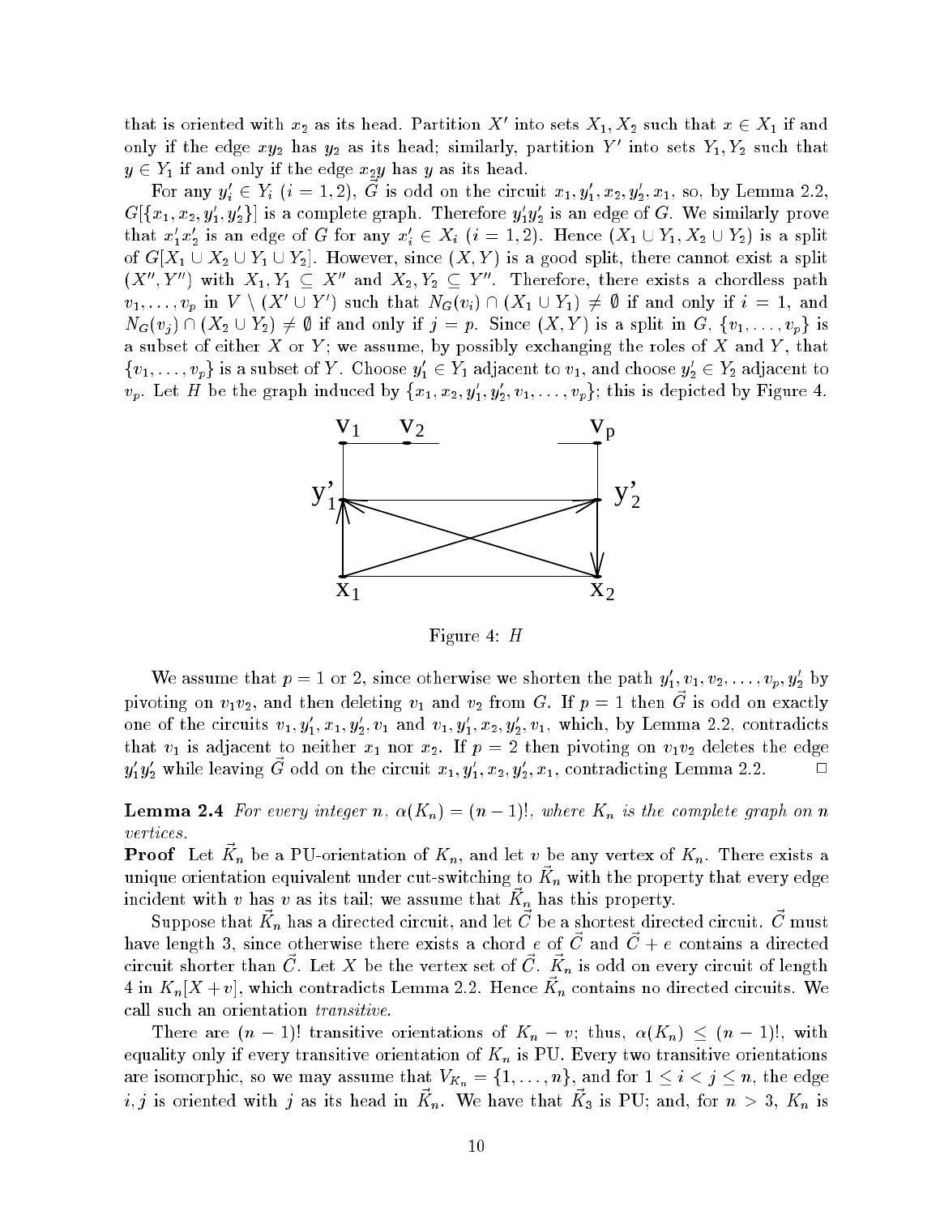that is oriented with $x_2$ as its head. Partition $X'$ into sets $X_1, X_2$ such that $x \in X_1$ if and only if the edge $xy_2$ has $y_2$ as its head; similarly, partition $Y'$ into sets $Y_1, Y_2$ such that $y \in Y_1$ if and only if the edge $x_2y$ has $y$ as its head.

For any $y'_i \in Y_i$ $(i = 1, 2)$, $\vec{G}$ is odd on the circuit $x_1, y'_1, x_2, y'_2, x_1$, so, by Lemma 2.2, $G[\{x_1, x_2, y'_1, y'_2\}]$ is a complete graph. Therefore $y'_1y'_2$ is an edge of $G$. We similarly prove that $x'_1x'_2$ is an edge of $G$ for any $x'_i \in X_i$ $(i = 1, 2)$. Hence $(X_1 \cup Y_1, X_2 \cup Y_2)$ is a split of $G[X_1 \cup X_2 \cup Y_1 \cup Y_2]$. However, since $(X, Y)$ is a good split, there cannot exist a split $(X'', Y'')$ with $X_1, Y_1 \subseteq X''$ and $X_2, Y_2 \subseteq Y''$. Therefore, there exists a chordless path $v_1, \ldots, v_p$ in $V \setminus (X' \cup Y')$ such that $N_G(v_i) \cap (X_1 \cup Y_1) \neq \emptyset$ if and only if $i = 1$, and $N_G(v_j) \cap (X_2 \cup Y_2) \neq \emptyset$ if and only if $j = p$. Since $(X, Y)$ is a split in $G$, $\{v_1, \ldots, v_p\}$ is a subset of either $X$ or $Y$; we assume, by possibly exchanging the roles of $X$ and $Y$, that $\{v_1, \ldots, v_p\}$ is a subset of $Y$. Choose $y'_1 \in Y_1$ adjacent to $v_1$, and choose $y'_2 \in Y_2$ adjacent to $v_p$. Let $H$ be the graph induced by $\{x_1, x_2, y'_1, y'_2, v_1, \ldots, v_p\}$; this is depicted by Figure 4.

Figure 4: $H$

We assume that $p = 1$ or 2, since otherwise we shorten the path $y'_1, v_1, v_2, \ldots, v_p, y'_2$ by pivoting on $v_1v_2$, and then deleting $v_1$ and $v_2$ from $G$. If $p = 1$ then $\vec{G}$ is odd on exactly one of the circuits $v_1, y'_1, x_1, y'_2, v_1$ and $v_1, y'_1, x_2, y'_2, v_1$, which, by Lemma 2.2, contradicts that $v_1$ is adjacent to neither $x_1$ nor $x_2$. If $p = 2$ then pivoting on $v_1v_2$ deletes the edge $y'_1y'_2$ while leaving $\vec{G}$ odd on the circuit $x_1, y'_1, x_2, y'_2, x_1$, contradicting Lemma 2.2. □

**Lemma 2.4** *For every integer $n$, $\alpha(K_n) = (n-1)!$, where $K_n$ is the complete graph on $n$ vertices.*

**Proof** Let $\vec{K}_n$ be a PU-orientation of $K_n$, and let $v$ be any vertex of $K_n$. There exists a unique orientation equivalent under cut-switching to $\vec{K}_n$ with the property that every edge incident with $v$ has $v$ as its tail; we assume that $\vec{K}_n$ has this property.

Suppose that $\vec{K}_n$ has a directed circuit, and let $\vec{C}$ be a shortest directed circuit. $\vec{C}$ must have length 3, since otherwise there exists a chord $e$ of $\vec{C}$ and $\vec{C} + e$ contains a directed circuit shorter than $\vec{C}$. Let $X$ be the vertex set of $\vec{C}$. $\vec{K}_n$ is odd on every circuit of length 4 in $K_n[X + v]$, which contradicts Lemma 2.2. Hence $\vec{K}_n$ contains no directed circuits. We call such an orientation *transitive*.

There are $(n-1)!$ transitive orientations of $K_n - v$; thus, $\alpha(K_n) \leq (n-1)!$, with equality only if every transitive orientation of $K_n$ is PU. Every two transitive orientations are isomorphic, so we may assume that $V_{K_n} = \{1, \ldots, n\}$, and for $1 \leq i < j \leq n$, the edge $i, j$ is oriented with $j$ as its head in $\vec{K}_n$. We have that $\vec{K}_3$ is PU; and, for $n > 3$, $K_n$ is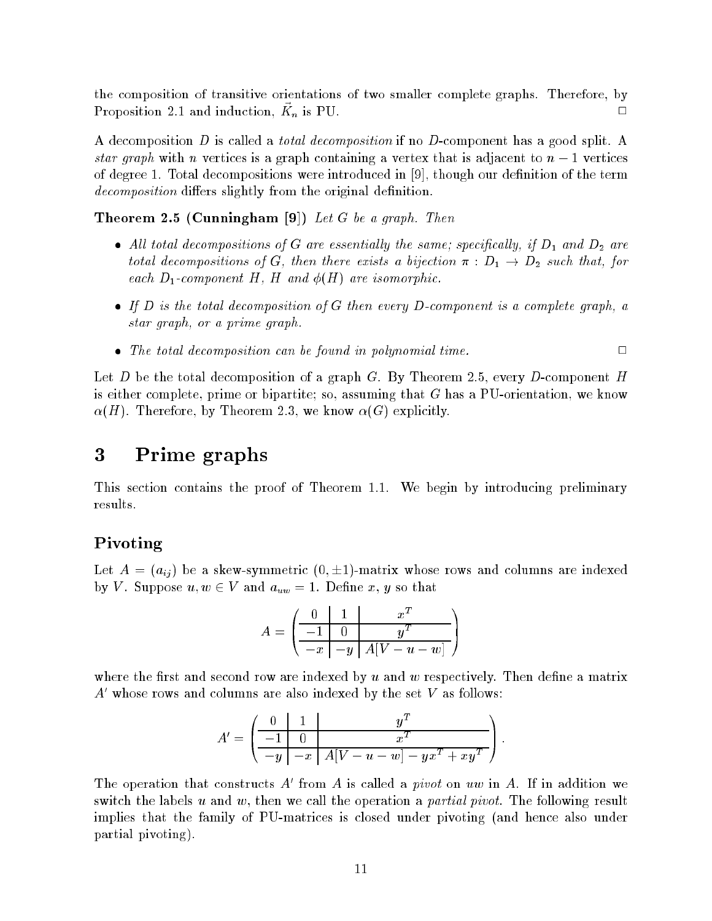the composition of transitive orientations of two smaller complete graphs. Therefore, by Proposition 2.1 and induction, $\vec{K}_n$ is PU. □

A decomposition $D$ is called a *total decomposition* if no $D$-component has a good split. A *star graph* with $n$ vertices is a graph containing a vertex that is adjacent to $n-1$ vertices of degree 1. Total decompositions were introduced in [9], though our definition of the term *decomposition* differs slightly from the original definition.

**Theorem 2.5 (Cunningham [9])** *Let $G$ be a graph. Then*

- *All total decompositions of $G$ are essentially the same; specifically, if $D_1$ and $D_2$ are total decompositions of $G$, then there exists a bijection $\pi : D_1 \to D_2$ such that, for each $D_1$-component $H$, $H$ and $\phi(H)$ are isomorphic.*
- *If $D$ is the total decomposition of $G$ then every $D$-component is a complete graph, a star graph, or a prime graph.*
- *The total decomposition can be found in polynomial time.* □

Let $D$ be the total decomposition of a graph $G$. By Theorem 2.5, every $D$-component $H$ is either complete, prime or bipartite; so, assuming that $G$ has a PU-orientation, we know $\alpha(H)$. Therefore, by Theorem 2.3, we know $\alpha(G)$ explicitly.

# 3 Prime graphs

This section contains the proof of Theorem 1.1. We begin by introducing preliminary results.

## Pivoting

Let $A = (a_{ij})$ be a skew-symmetric $(0, \pm 1)$-matrix whose rows and columns are indexed by $V$. Suppose $u, w \in V$ and $a_{uw} = 1$. Define $x$, $y$ so that

$$A = \left( \begin{array}{c|c|c} 0 & 1 & x^T \\ \hline -1 & 0 & y^T \\ \hline -x & -y & A[V-u-w] \end{array} \right)$$

where the first and second row are indexed by $u$ and $w$ respectively. Then define a matrix $A'$ whose rows and columns are also indexed by the set $V$ as follows:

$$A' = \left( \begin{array}{c|c|c} 0 & 1 & y^T \\ \hline -1 & 0 & x^T \\ \hline -y & -x & A[V-u-w] - yx^T + xy^T \end{array} \right).$$

The operation that constructs $A'$ from $A$ is called a *pivot* on $uw$ in $A$. If in addition we switch the labels $u$ and $w$, then we call the operation a *partial pivot*. The following result implies that the family of PU-matrices is closed under pivoting (and hence also under partial pivoting).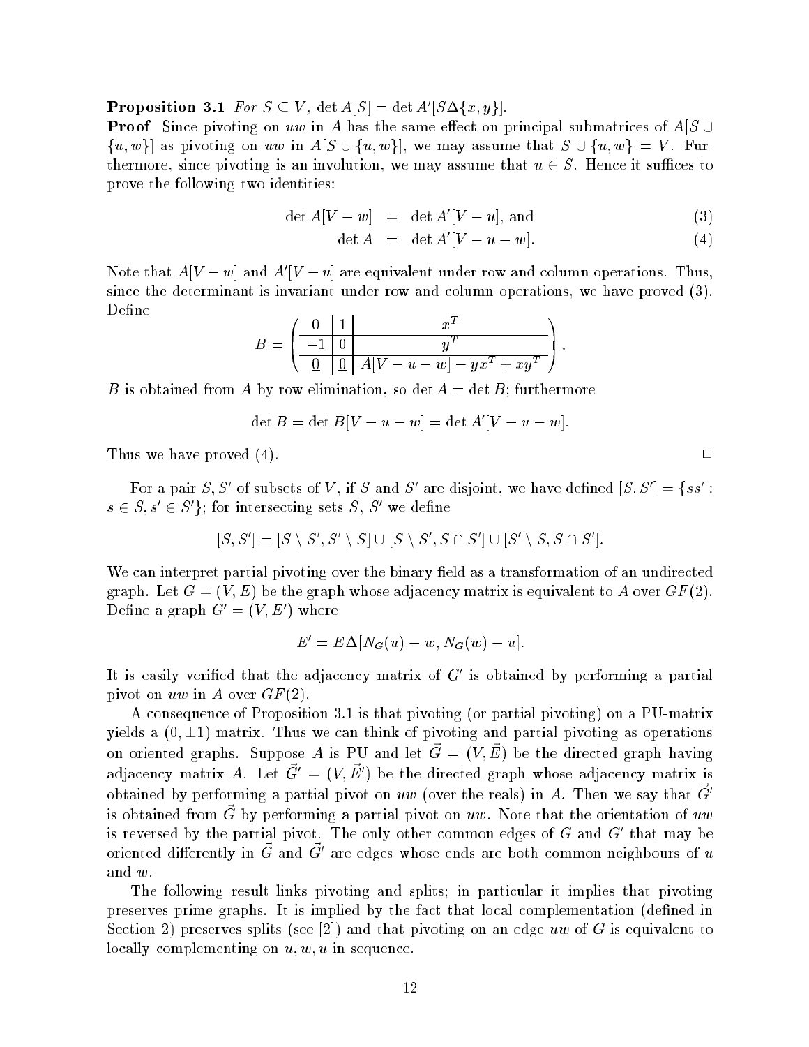**Proposition 3.1** *For $S \subseteq V$, $\det A[S] = \det A'[S \Delta \{x, y\}]$.*

**Proof** Since pivoting on $uw$ in $A$ has the same effect on principal submatrices of $A[S \cup \{u, w\}]$ as pivoting on $uw$ in $A[S \cup \{u, w\}]$, we may assume that $S \cup \{u, w\} = V$. Furthermore, since pivoting is an involution, we may assume that $u \in S$. Hence it suffices to prove the following two identities:

$$\det A[V - w] \;=\; \det A'[V - u], \text{ and} \tag{3}$$

$$\det A \;=\; \det A'[V - u - w]. \tag{4}$$

Note that $A[V - w]$ and $A'[V - u]$ are equivalent under row and column operations. Thus, since the determinant is invariant under row and column operations, we have proved (3). Define

$$B = \left( \begin{array}{c|c|c} 0 & 1 & x^T \\ \hline -1 & 0 & y^T \\ \hline \underline{0} & \underline{0} & A[V - u - w] - yx^T + xy^T \end{array} \right).$$

$B$ is obtained from $A$ by row elimination, so $\det A = \det B$; furthermore

$$\det B = \det B[V - u - w] = \det A'[V - u - w].$$

Thus we have proved (4). $\square$

For a pair $S, S'$ of subsets of $V$, if $S$ and $S'$ are disjoint, we have defined $[S, S'] = \{ss' : s \in S, s' \in S'\}$; for intersecting sets $S$, $S'$ we define

$$[S, S'] = [S \setminus S', S' \setminus S] \cup [S \setminus S', S \cap S'] \cup [S' \setminus S, S \cap S'].$$

We can interpret partial pivoting over the binary field as a transformation of an undirected graph. Let $G = (V, E)$ be the graph whose adjacency matrix is equivalent to $A$ over $GF(2)$. Define a graph $G' = (V, E')$ where

$$E' = E \Delta [N_G(u) - w, N_G(w) - u].$$

It is easily verified that the adjacency matrix of $G'$ is obtained by performing a partial pivot on $uw$ in $A$ over $GF(2)$.

A consequence of Proposition 3.1 is that pivoting (or partial pivoting) on a PU-matrix yields a $(0, \pm 1)$-matrix. Thus we can think of pivoting and partial pivoting as operations on oriented graphs. Suppose $A$ is PU and let $\vec{G} = (V, \vec{E})$ be the directed graph having adjacency matrix $A$. Let $\vec{G'} = (V, \vec{E'})$ be the directed graph whose adjacency matrix is obtained by performing a partial pivot on $uw$ (over the reals) in $A$. Then we say that $\vec{G'}$ is obtained from $\vec{G}$ by performing a partial pivot on $uw$. Note that the orientation of $uw$ is reversed by the partial pivot. The only other common edges of $G$ and $G'$ that may be oriented differently in $\vec{G}$ and $\vec{G'}$ are edges whose ends are both common neighbours of $u$ and $w$.

The following result links pivoting and splits; in particular it implies that pivoting preserves prime graphs. It is implied by the fact that local complementation (defined in Section 2) preserves splits (see [2]) and that pivoting on an edge $uw$ of $G$ is equivalent to locally complementing on $u, w, u$ in sequence.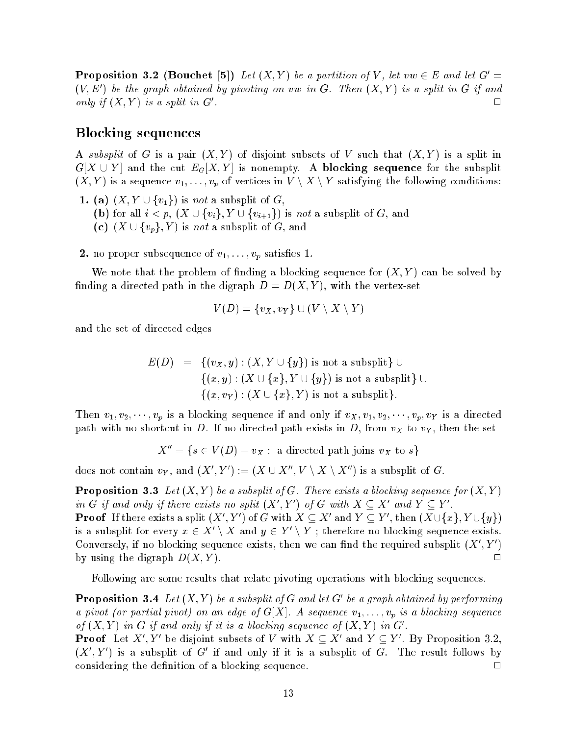**Proposition 3.2 (Bouchet [5])** *Let $(X, Y)$ be a partition of $V$, let $vw \in E$ and let $G' = (V, E')$ be the graph obtained by pivoting on $vw$ in $G$. Then $(X, Y)$ is a split in $G$ if and only if $(X, Y)$ is a split in $G'$.* □

## Blocking sequences

A *subsplit* of $G$ is a pair $(X, Y)$ of disjoint subsets of $V$ such that $(X, Y)$ is a split in $G[X \cup Y]$ and the cut $E_G[X, Y]$ is nonempty. A **blocking sequence** for the subsplit $(X, Y)$ is a sequence $v_1, \ldots, v_p$ of vertices in $V \setminus X \setminus Y$ satisfying the following conditions:

1. **(a)** $(X, Y \cup \{v_1\})$ is *not* a subsplit of $G$,
   **(b)** for all $i < p$, $(X \cup \{v_i\}, Y \cup \{v_{i+1}\})$ is *not* a subsplit of $G$, and
   **(c)** $(X \cup \{v_p\}, Y)$ is *not* a subsplit of $G$, and

2. no proper subsequence of $v_1, \ldots, v_p$ satisfies 1.

We note that the problem of finding a blocking sequence for $(X, Y)$ can be solved by finding a directed path in the digraph $D = D(X, Y)$, with the vertex-set

$$V(D) = \{v_X, v_Y\} \cup (V \setminus X \setminus Y)$$

and the set of directed edges

$$\begin{aligned} E(D) &= \{(v_X, y) : (X, Y \cup \{y\}) \text{ is not a subsplit}\} \cup \\ &\quad \{(x, y) : (X \cup \{x\}, Y \cup \{y\}) \text{ is not a subsplit}\} \cup \\ &\quad \{(x, v_Y) : (X \cup \{x\}, Y) \text{ is not a subsplit}\}. \end{aligned}$$

Then $v_1, v_2, \cdots, v_p$ is a blocking sequence if and only if $v_X, v_1, v_2, \cdots, v_p, v_Y$ is a directed path with no shortcut in $D$. If no directed path exists in $D$, from $v_X$ to $v_Y$, then the set

$$X'' = \{s \in V(D) - v_X : \text{ a directed path joins } v_X \text{ to } s\}$$

does not contain $v_Y$, and $(X', Y') := (X \cup X'', V \setminus X \setminus X'')$ is a subsplit of $G$.

**Proposition 3.3** *Let $(X, Y)$ be a subsplit of $G$. There exists a blocking sequence for $(X, Y)$ in $G$ if and only if there exists no split $(X', Y')$ of $G$ with $X \subseteq X'$ and $Y \subseteq Y'$.*

**Proof** If there exists a split $(X', Y')$ of $G$ with $X \subseteq X'$ and $Y \subseteq Y'$, then $(X \cup \{x\}, Y \cup \{y\})$ is a subsplit for every $x \in X' \setminus X$ and $y \in Y' \setminus Y$ ; therefore no blocking sequence exists. Conversely, if no blocking sequence exists, then we can find the required subsplit $(X', Y')$ by using the digraph $D(X, Y)$. □

Following are some results that relate pivoting operations with blocking sequences.

**Proposition 3.4** *Let $(X, Y)$ be a subsplit of $G$ and let $G'$ be a graph obtained by performing a pivot (or partial pivot) on an edge of $G[X]$. A sequence $v_1, \ldots, v_p$ is a blocking sequence of $(X, Y)$ in $G$ if and only if it is a blocking sequence of $(X, Y)$ in $G'$.*

**Proof** Let $X', Y'$ be disjoint subsets of $V$ with $X \subseteq X'$ and $Y \subseteq Y'$. By Proposition 3.2, $(X', Y')$ is a subsplit of $G'$ if and only if it is a subsplit of $G$. The result follows by considering the definition of a blocking sequence. □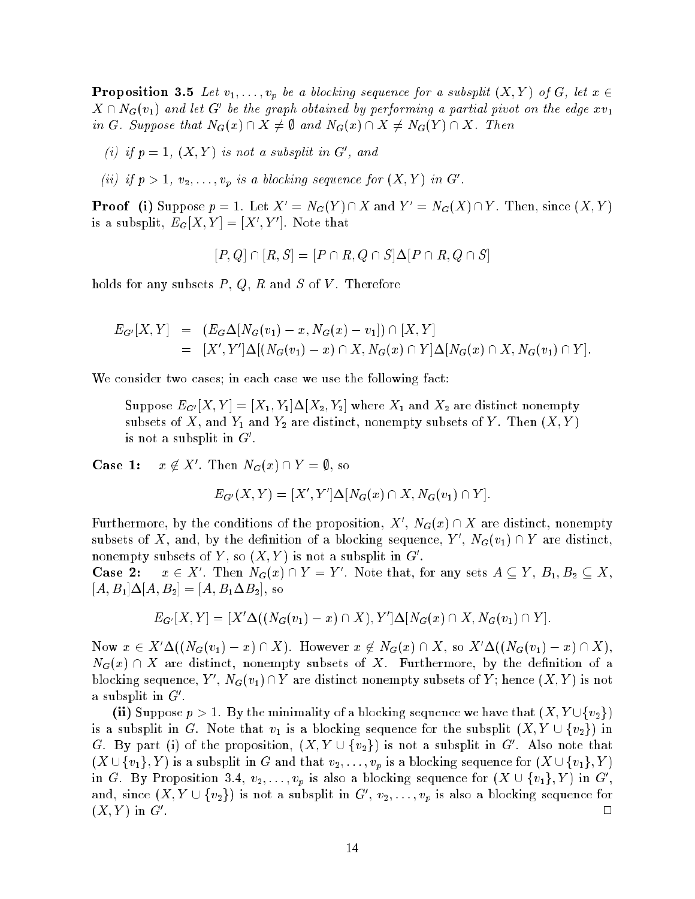**Proposition 3.5** *Let $v_1, \ldots, v_p$ be a blocking sequence for a subsplit $(X, Y)$ of $G$, let $x \in X \cap N_G(v_1)$ and let $G'$ be the graph obtained by performing a partial pivot on the edge $xv_1$ in $G$. Suppose that $N_G(x) \cap X \neq \emptyset$ and $N_G(x) \cap X \neq N_G(Y) \cap X$. Then*

*(i) if $p = 1$, $(X, Y)$ is not a subsplit in $G'$, and*

*(ii) if $p > 1$, $v_2, \ldots, v_p$ is a blocking sequence for $(X, Y)$ in $G'$.*

**Proof** **(i)** Suppose $p = 1$. Let $X' = N_G(Y) \cap X$ and $Y' = N_G(X) \cap Y$. Then, since $(X, Y)$ is a subsplit, $E_G[X, Y] = [X', Y']$. Note that

$$[P, Q] \cap [R, S] = [P \cap R, Q \cap S] \Delta [P \cap R, Q \cap S]$$

holds for any subsets $P$, $Q$, $R$ and $S$ of $V$. Therefore

$$\begin{aligned} E_{G'}[X, Y] &= (E_G \Delta [N_G(v_1) - x, N_G(x) - v_1]) \cap [X, Y] \\ &= [X', Y'] \Delta [(N_G(v_1) - x) \cap X, N_G(x) \cap Y] \Delta [N_G(x) \cap X, N_G(v_1) \cap Y]. \end{aligned}$$

We consider two cases; in each case we use the following fact:

> Suppose $E_{G'}[X, Y] = [X_1, Y_1] \Delta [X_2, Y_2]$ where $X_1$ and $X_2$ are distinct nonempty subsets of $X$, and $Y_1$ and $Y_2$ are distinct, nonempty subsets of $Y$. Then $(X, Y)$ is not a subsplit in $G'$.

**Case 1:** $x \notin X'$. Then $N_G(x) \cap Y = \emptyset$, so

$$E_{G'}(X, Y) = [X', Y'] \Delta [N_G(x) \cap X, N_G(v_1) \cap Y].$$

Furthermore, by the conditions of the proposition, $X'$, $N_G(x) \cap X$ are distinct, nonempty subsets of $X$, and, by the definition of a blocking sequence, $Y'$, $N_G(v_1) \cap Y$ are distinct, nonempty subsets of $Y$, so $(X, Y)$ is not a subsplit in $G'$.

**Case 2:** $x \in X'$. Then $N_G(x) \cap Y = Y'$. Note that, for any sets $A \subseteq Y$, $B_1, B_2 \subseteq X$, $[A, B_1] \Delta [A, B_2] = [A, B_1 \Delta B_2]$, so

$$E_{G'}[X, Y] = [X' \Delta ((N_G(v_1) - x) \cap X), Y'] \Delta [N_G(x) \cap X, N_G(v_1) \cap Y].$$

Now $x \in X' \Delta ((N_G(v_1) - x) \cap X)$. However $x \notin N_G(x) \cap X$, so $X' \Delta ((N_G(v_1) - x) \cap X)$, $N_G(x) \cap X$ are distinct, nonempty subsets of $X$. Furthermore, by the definition of a blocking sequence, $Y'$, $N_G(v_1) \cap Y$ are distinct nonempty subsets of $Y$; hence $(X, Y)$ is not a subsplit in $G'$.

**(ii)** Suppose $p > 1$. By the minimality of a blocking sequence we have that $(X, Y \cup \{v_2\})$ is a subsplit in $G$. Note that $v_1$ is a blocking sequence for the subsplit $(X, Y \cup \{v_2\})$ in $G$. By part (i) of the proposition, $(X, Y \cup \{v_2\})$ is not a subsplit in $G'$. Also note that $(X \cup \{v_1\}, Y)$ is a subsplit in $G$ and that $v_2, \ldots, v_p$ is a blocking sequence for $(X \cup \{v_1\}, Y)$ in $G$. By Proposition 3.4, $v_2, \ldots, v_p$ is also a blocking sequence for $(X \cup \{v_1\}, Y)$ in $G'$, and, since $(X, Y \cup \{v_2\})$ is not a subsplit in $G'$, $v_2, \ldots, v_p$ is also a blocking sequence for $(X, Y)$ in $G'$. □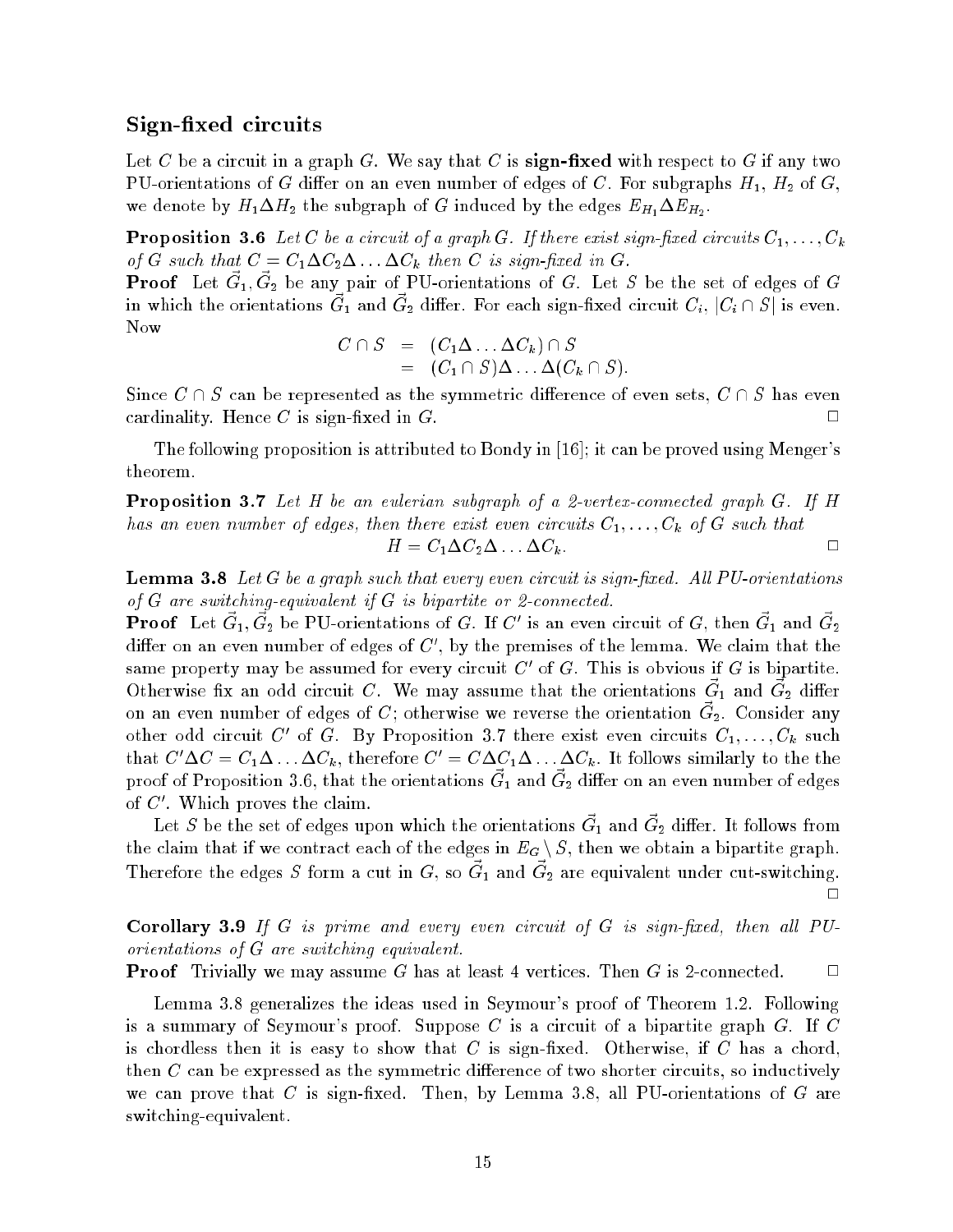## Sign-fixed circuits

Let $C$ be a circuit in a graph $G$. We say that $C$ is **sign-fixed** with respect to $G$ if any two PU-orientations of $G$ differ on an even number of edges of $C$. For subgraphs $H_1$, $H_2$ of $G$, we denote by $H_1 \Delta H_2$ the subgraph of $G$ induced by the edges $E_{H_1} \Delta E_{H_2}$.

**Proposition 3.6** *Let $C$ be a circuit of a graph $G$. If there exist sign-fixed circuits $C_1, \ldots, C_k$ of $G$ such that $C = C_1 \Delta C_2 \Delta \ldots \Delta C_k$ then $C$ is sign-fixed in $G$.*

**Proof** Let $\vec{G}_1, \vec{G}_2$ be any pair of PU-orientations of $G$. Let $S$ be the set of edges of $G$ in which the orientations $\vec{G}_1$ and $\vec{G}_2$ differ. For each sign-fixed circuit $C_i$, $|C_i \cap S|$ is even. Now

$$
\begin{aligned}
C \cap S &= (C_1 \Delta \ldots \Delta C_k) \cap S \\
&= (C_1 \cap S) \Delta \ldots \Delta (C_k \cap S).
\end{aligned}
$$

Since $C \cap S$ can be represented as the symmetric difference of even sets, $C \cap S$ has even cardinality. Hence $C$ is sign-fixed in $G$. □

The following proposition is attributed to Bondy in [16]; it can be proved using Menger's theorem.

**Proposition 3.7** *Let $H$ be an eulerian subgraph of a 2-vertex-connected graph $G$. If $H$ has an even number of edges, then there exist even circuits $C_1, \ldots, C_k$ of $G$ such that*

$$H = C_1 \Delta C_2 \Delta \ldots \Delta C_k.$$

□

**Lemma 3.8** *Let $G$ be a graph such that every even circuit is sign-fixed. All PU-orientations of $G$ are switching-equivalent if $G$ is bipartite or 2-connected.*

**Proof** Let $\vec{G}_1, \vec{G}_2$ be PU-orientations of $G$. If $C'$ is an even circuit of $G$, then $\vec{G}_1$ and $\vec{G}_2$ differ on an even number of edges of $C'$, by the premises of the lemma. We claim that the same property may be assumed for every circuit $C'$ of $G$. This is obvious if $G$ is bipartite. Otherwise fix an odd circuit $C$. We may assume that the orientations $\vec{G}_1$ and $\vec{G}_2$ differ on an even number of edges of $C$; otherwise we reverse the orientation $\vec{G}_2$. Consider any other odd circuit $C'$ of $G$. By Proposition 3.7 there exist even circuits $C_1, \ldots, C_k$ such that $C' \Delta C = C_1 \Delta \ldots \Delta C_k$, therefore $C' = C \Delta C_1 \Delta \ldots \Delta C_k$. It follows similarly to the the proof of Proposition 3.6, that the orientations $\vec{G}_1$ and $\vec{G}_2$ differ on an even number of edges of $C'$. Which proves the claim.

Let $S$ be the set of edges upon which the orientations $\vec{G}_1$ and $\vec{G}_2$ differ. It follows from the claim that if we contract each of the edges in $E_G \setminus S$, then we obtain a bipartite graph. Therefore the edges $S$ form a cut in $G$, so $\vec{G}_1$ and $\vec{G}_2$ are equivalent under cut-switching.

□

**Corollary 3.9** *If $G$ is prime and every even circuit of $G$ is sign-fixed, then all PU-orientations of $G$ are switching equivalent.*

**Proof** Trivially we may assume $G$ has at least 4 vertices. Then $G$ is 2-connected. □

Lemma 3.8 generalizes the ideas used in Seymour's proof of Theorem 1.2. Following is a summary of Seymour's proof. Suppose $C$ is a circuit of a bipartite graph $G$. If $C$ is chordless then it is easy to show that $C$ is sign-fixed. Otherwise, if $C$ has a chord, then $C$ can be expressed as the symmetric difference of two shorter circuits, so inductively we can prove that $C$ is sign-fixed. Then, by Lemma 3.8, all PU-orientations of $G$ are switching-equivalent.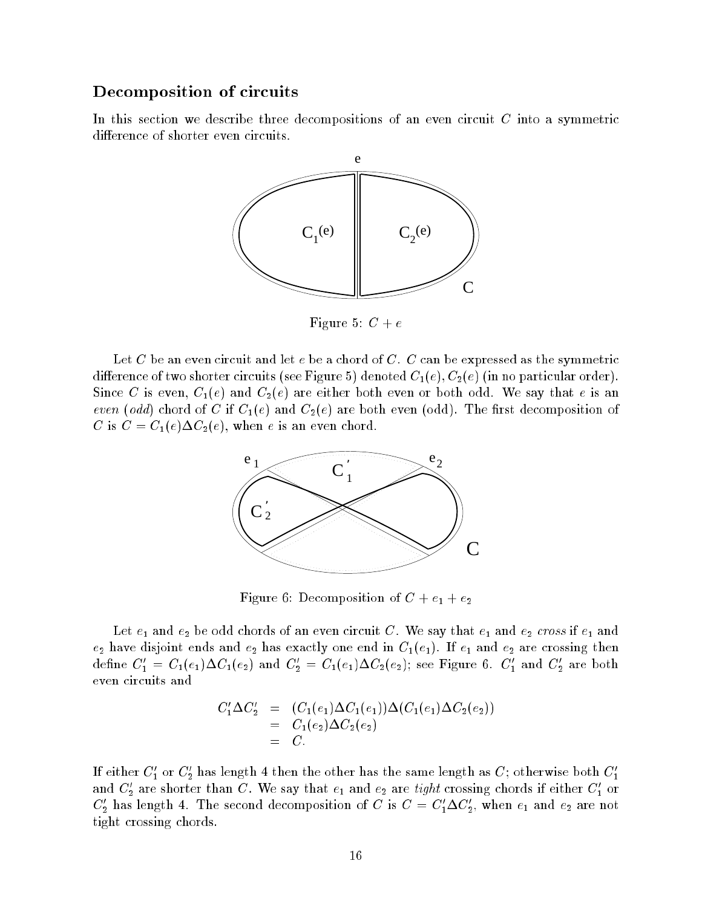## Decomposition of circuits

In this section we describe three decompositions of an even circuit $C$ into a symmetric difference of shorter even circuits.

Figure 5: $C + e$

Let $C$ be an even circuit and let $e$ be a chord of $C$. $C$ can be expressed as the symmetric difference of two shorter circuits (see Figure 5) denoted $C_1(e), C_2(e)$ (in no particular order). Since $C$ is even, $C_1(e)$ and $C_2(e)$ are either both even or both odd. We say that $e$ is an *even* (*odd*) chord of $C$ if $C_1(e)$ and $C_2(e)$ are both even (odd). The first decomposition of $C$ is $C = C_1(e)\Delta C_2(e)$, when $e$ is an even chord.

Figure 6: Decomposition of $C + e_1 + e_2$

Let $e_1$ and $e_2$ be odd chords of an even circuit $C$. We say that $e_1$ and $e_2$ *cross* if $e_1$ and $e_2$ have disjoint ends and $e_2$ has exactly one end in $C_1(e_1)$. If $e_1$ and $e_2$ are crossing then define $C_1' = C_1(e_1)\Delta C_1(e_2)$ and $C_2' = C_1(e_1)\Delta C_2(e_2)$; see Figure 6. $C_1'$ and $C_2'$ are both even circuits and

$$
\begin{aligned}
C_1'\Delta C_2' &= (C_1(e_1)\Delta C_1(e_1))\Delta(C_1(e_1)\Delta C_2(e_2)) \\
&= C_1(e_2)\Delta C_2(e_2) \\
&= C.
\end{aligned}
$$

If either $C_1'$ or $C_2'$ has length 4 then the other has the same length as $C$; otherwise both $C_1'$ and $C_2'$ are shorter than $C$. We say that $e_1$ and $e_2$ are *tight* crossing chords if either $C_1'$ or $C_2'$ has length 4. The second decomposition of $C$ is $C = C_1'\Delta C_2'$, when $e_1$ and $e_2$ are not tight crossing chords.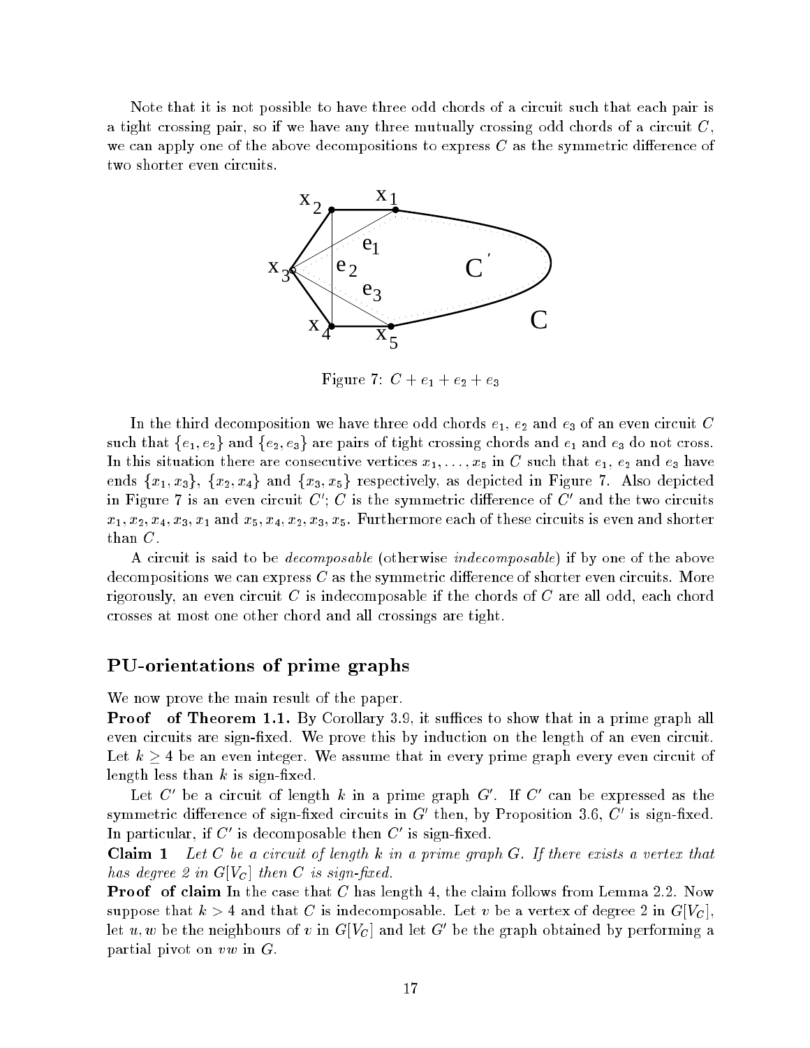Note that it is not possible to have three odd chords of a circuit such that each pair is a tight crossing pair, so if we have any three mutually crossing odd chords of a circuit $C$, we can apply one of the above decompositions to express $C$ as the symmetric difference of two shorter even circuits.

Figure 7: $C + e_1 + e_2 + e_3$

In the third decomposition we have three odd chords $e_1$, $e_2$ and $e_3$ of an even circuit $C$ such that $\{e_1, e_2\}$ and $\{e_2, e_3\}$ are pairs of tight crossing chords and $e_1$ and $e_3$ do not cross. In this situation there are consecutive vertices $x_1, \ldots, x_5$ in $C$ such that $e_1$, $e_2$ and $e_3$ have ends $\{x_1, x_3\}$, $\{x_2, x_4\}$ and $\{x_3, x_5\}$ respectively, as depicted in Figure 7. Also depicted in Figure 7 is an even circuit $C'$; $C$ is the symmetric difference of $C'$ and the two circuits $x_1, x_2, x_4, x_3, x_1$ and $x_5, x_4, x_2, x_3, x_5$. Furthermore each of these circuits is even and shorter than $C$.

A circuit is said to be *decomposable* (otherwise *indecomposable*) if by one of the above decompositions we can express $C$ as the symmetric difference of shorter even circuits. More rigorously, an even circuit $C$ is indecomposable if the chords of $C$ are all odd, each chord crosses at most one other chord and all crossings are tight.

## PU-orientations of prime graphs

We now prove the main result of the paper.

**Proof of Theorem 1.1.** By Corollary 3.9, it suffices to show that in a prime graph all even circuits are sign-fixed. We prove this by induction on the length of an even circuit. Let $k \geq 4$ be an even integer. We assume that in every prime graph every even circuit of length less than $k$ is sign-fixed.

Let $C'$ be a circuit of length $k$ in a prime graph $G'$. If $C'$ can be expressed as the symmetric difference of sign-fixed circuits in $G'$ then, by Proposition 3.6, $C'$ is sign-fixed. In particular, if $C'$ is decomposable then $C'$ is sign-fixed.

**Claim 1** *Let $C$ be a circuit of length $k$ in a prime graph $G$. If there exists a vertex that has degree 2 in $G[V_C]$ then $C$ is sign-fixed.*

**Proof of claim** In the case that $C$ has length 4, the claim follows from Lemma 2.2. Now suppose that $k > 4$ and that $C$ is indecomposable. Let $v$ be a vertex of degree 2 in $G[V_C]$, let $u, w$ be the neighbours of $v$ in $G[V_C]$ and let $G'$ be the graph obtained by performing a partial pivot on $vw$ in $G$.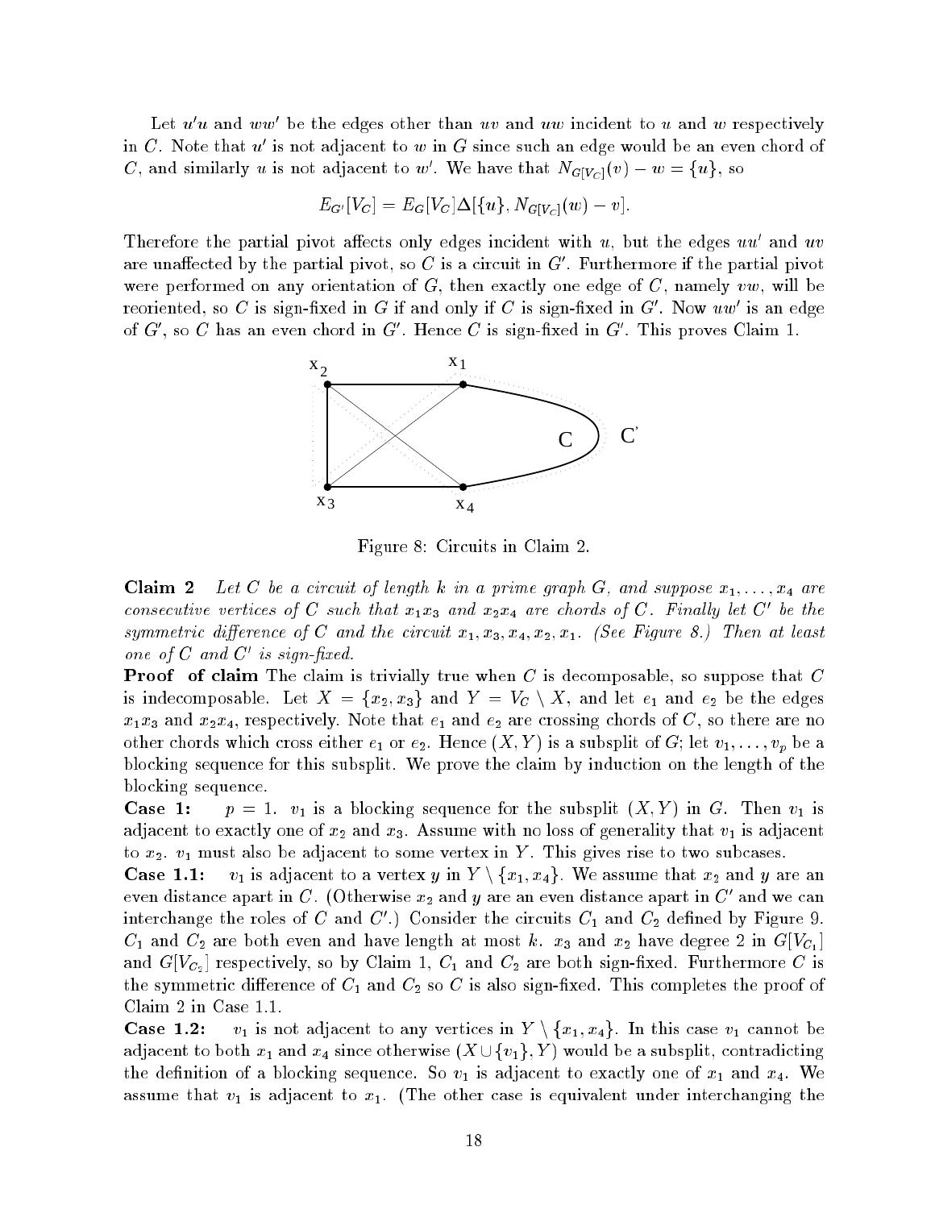Let $u'u$ and $ww'$ be the edges other than $uv$ and $uw$ incident to $u$ and $w$ respectively in $C$. Note that $u'$ is not adjacent to $w$ in $G$ since such an edge would be an even chord of $C$, and similarly $u$ is not adjacent to $w'$. We have that $N_{G[V_C]}(v) - w = \{u\}$, so

$$E_{G'}[V_C] = E_G[V_C]\Delta[\{u\}, N_{G[V_C]}(w) - v].$$

Therefore the partial pivot affects only edges incident with $u$, but the edges $uu'$ and $uv$ are unaffected by the partial pivot, so $C$ is a circuit in $G'$. Furthermore if the partial pivot were performed on any orientation of $G$, then exactly one edge of $C$, namely $vw$, will be reoriented, so $C$ is sign-fixed in $G$ if and only if $C$ is sign-fixed in $G'$. Now $uw'$ is an edge of $G'$, so $C$ has an even chord in $G'$. Hence $C$ is sign-fixed in $G'$. This proves Claim 1.

Figure 8: Circuits in Claim 2.

**Claim 2** *Let $C$ be a circuit of length $k$ in a prime graph $G$, and suppose $x_1, \ldots, x_4$ are consecutive vertices of $C$ such that $x_1x_3$ and $x_2x_4$ are chords of $C$. Finally let $C'$ be the symmetric difference of $C$ and the circuit $x_1, x_3, x_4, x_2, x_1$. (See Figure 8.) Then at least one of $C$ and $C'$ is sign-fixed.*

**Proof of claim** The claim is trivially true when $C$ is decomposable, so suppose that $C$ is indecomposable. Let $X = \{x_2, x_3\}$ and $Y = V_C \setminus X$, and let $e_1$ and $e_2$ be the edges $x_1x_3$ and $x_2x_4$, respectively. Note that $e_1$ and $e_2$ are crossing chords of $C$, so there are no other chords which cross either $e_1$ or $e_2$. Hence $(X, Y)$ is a subsplit of $G$; let $v_1, \ldots, v_p$ be a blocking sequence for this subsplit. We prove the claim by induction on the length of the blocking sequence.

**Case 1:** $p = 1$. $v_1$ is a blocking sequence for the subsplit $(X, Y)$ in $G$. Then $v_1$ is adjacent to exactly one of $x_2$ and $x_3$. Assume with no loss of generality that $v_1$ is adjacent to $x_2$. $v_1$ must also be adjacent to some vertex in $Y$. This gives rise to two subcases.

**Case 1.1:** $v_1$ is adjacent to a vertex $y$ in $Y \setminus \{x_1, x_4\}$. We assume that $x_2$ and $y$ are an even distance apart in $C$. (Otherwise $x_2$ and $y$ are an even distance apart in $C'$ and we can interchange the roles of $C$ and $C'$.) Consider the circuits $C_1$ and $C_2$ defined by Figure 9. $C_1$ and $C_2$ are both even and have length at most $k$. $x_3$ and $x_2$ have degree 2 in $G[V_{C_1}]$ and $G[V_{C_2}]$ respectively, so by Claim 1, $C_1$ and $C_2$ are both sign-fixed. Furthermore $C$ is the symmetric difference of $C_1$ and $C_2$ so $C$ is also sign-fixed. This completes the proof of Claim 2 in Case 1.1.

**Case 1.2:** $v_1$ is not adjacent to any vertices in $Y \setminus \{x_1, x_4\}$. In this case $v_1$ cannot be adjacent to both $x_1$ and $x_4$ since otherwise $(X \cup \{v_1\}, Y)$ would be a subsplit, contradicting the definition of a blocking sequence. So $v_1$ is adjacent to exactly one of $x_1$ and $x_4$. We assume that $v_1$ is adjacent to $x_1$. (The other case is equivalent under interchanging the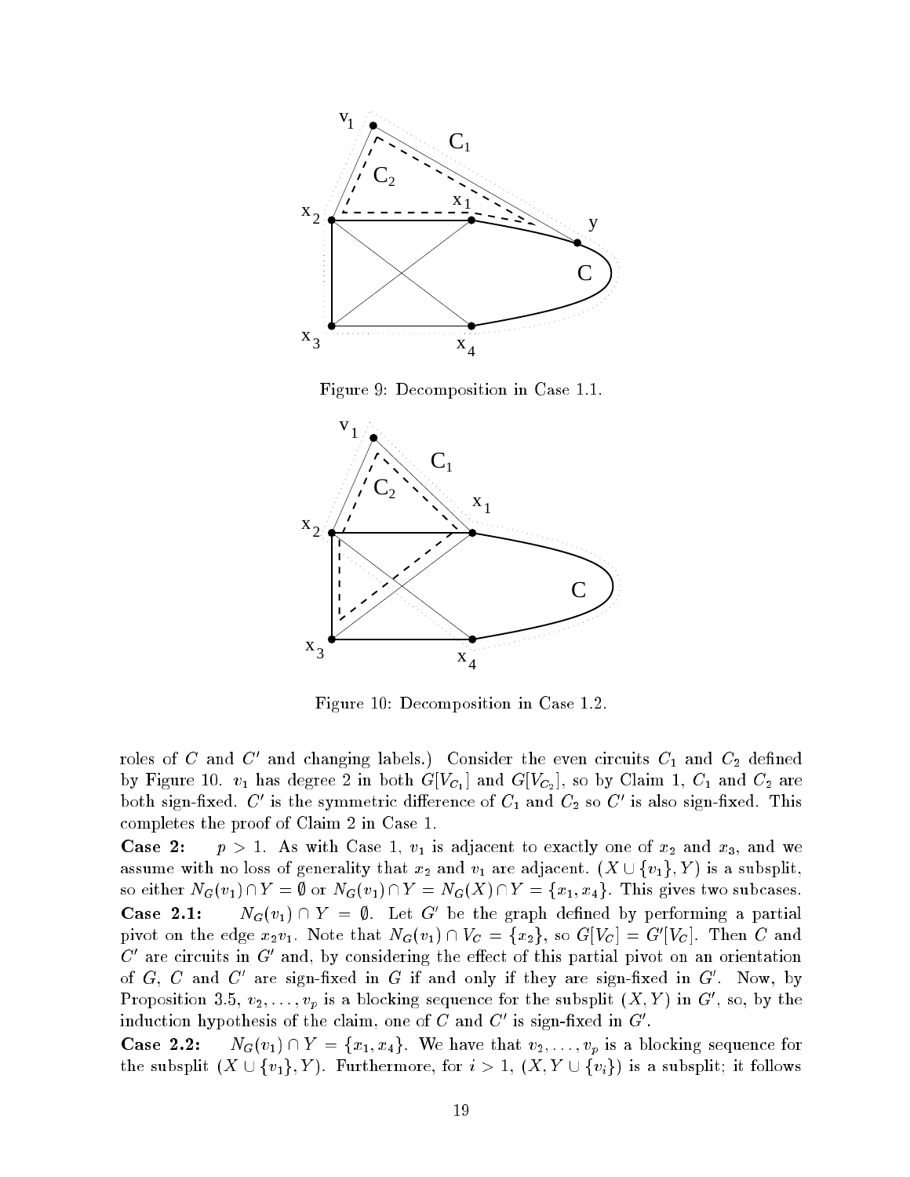Figure 9: Decomposition in Case 1.1.

Figure 10: Decomposition in Case 1.2.

roles of $C$ and $C'$ and changing labels.) Consider the even circuits $C_1$ and $C_2$ defined by Figure 10. $v_1$ has degree 2 in both $G[V_{C_1}]$ and $G[V_{C_2}]$, so by Claim 1, $C_1$ and $C_2$ are both sign-fixed. $C'$ is the symmetric difference of $C_1$ and $C_2$ so $C'$ is also sign-fixed. This completes the proof of Claim 2 in Case 1.

**Case 2:** $p > 1$. As with Case 1, $v_1$ is adjacent to exactly one of $x_2$ and $x_3$, and we assume with no loss of generality that $x_2$ and $v_1$ are adjacent. $(X \cup \{v_1\}, Y)$ is a subsplit, so either $N_G(v_1) \cap Y = \emptyset$ or $N_G(v_1) \cap Y = N_G(X) \cap Y = \{x_1, x_4\}$. This gives two subcases.

**Case 2.1:** $N_G(v_1) \cap Y = \emptyset$. Let $G'$ be the graph defined by performing a partial pivot on the edge $x_2v_1$. Note that $N_G(v_1) \cap V_C = \{x_2\}$, so $G[V_C] = G'[V_C]$. Then $C$ and $C'$ are circuits in $G'$ and, by considering the effect of this partial pivot on an orientation of $G$, $C$ and $C'$ are sign-fixed in $G$ if and only if they are sign-fixed in $G'$. Now, by Proposition 3.5, $v_2, \ldots, v_p$ is a blocking sequence for the subsplit $(X, Y)$ in $G'$, so, by the induction hypothesis of the claim, one of $C$ and $C'$ is sign-fixed in $G'$.

**Case 2.2:** $N_G(v_1) \cap Y = \{x_1, x_4\}$. We have that $v_2, \ldots, v_p$ is a blocking sequence for the subsplit $(X \cup \{v_1\}, Y)$. Furthermore, for $i > 1$, $(X, Y \cup \{v_i\})$ is a subsplit; it follows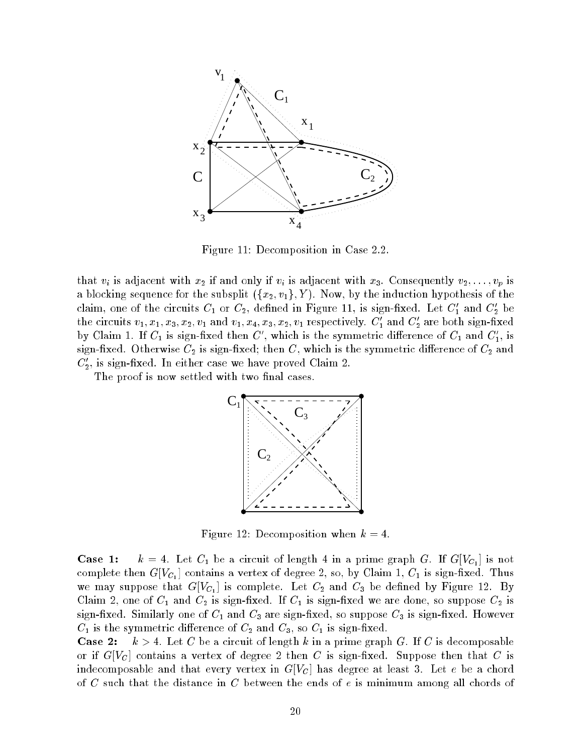Figure 11: Decomposition in Case 2.2.

that $v_i$ is adjacent with $x_2$ if and only if $v_i$ is adjacent with $x_3$. Consequently $v_2, \ldots, v_p$ is a blocking sequence for the subsplit $(\{x_2, v_1\}, Y)$. Now, by the induction hypothesis of the claim, one of the circuits $C_1$ or $C_2$, defined in Figure 11, is sign-fixed. Let $C_1'$ and $C_2'$ be the circuits $v_1, x_1, x_3, x_2, v_1$ and $v_1, x_4, x_3, x_2, v_1$ respectively. $C_1'$ and $C_2'$ are both sign-fixed by Claim 1. If $C_1$ is sign-fixed then $C'$, which is the symmetric difference of $C_1$ and $C_1'$, is sign-fixed. Otherwise $C_2$ is sign-fixed; then $C$, which is the symmetric difference of $C_2$ and $C_2'$, is sign-fixed. In either case we have proved Claim 2.

The proof is now settled with two final cases.

Figure 12: Decomposition when $k = 4$.

**Case 1:** $k = 4$. Let $C_1$ be a circuit of length 4 in a prime graph $G$. If $G[V_{C_1}]$ is not complete then $G[V_{C_1}]$ contains a vertex of degree 2, so, by Claim 1, $C_1$ is sign-fixed. Thus we may suppose that $G[V_{C_1}]$ is complete. Let $C_2$ and $C_3$ be defined by Figure 12. By Claim 2, one of $C_1$ and $C_2$ is sign-fixed. If $C_1$ is sign-fixed we are done, so suppose $C_2$ is sign-fixed. Similarly one of $C_1$ and $C_3$ are sign-fixed, so suppose $C_3$ is sign-fixed. However $C_1$ is the symmetric difference of $C_2$ and $C_3$, so $C_1$ is sign-fixed.

**Case 2:** $k > 4$. Let $C$ be a circuit of length $k$ in a prime graph $G$. If $C$ is decomposable or if $G[V_C]$ contains a vertex of degree 2 then $C$ is sign-fixed. Suppose then that $C$ is indecomposable and that every vertex in $G[V_C]$ has degree at least 3. Let $e$ be a chord of $C$ such that the distance in $C$ between the ends of $e$ is minimum among all chords of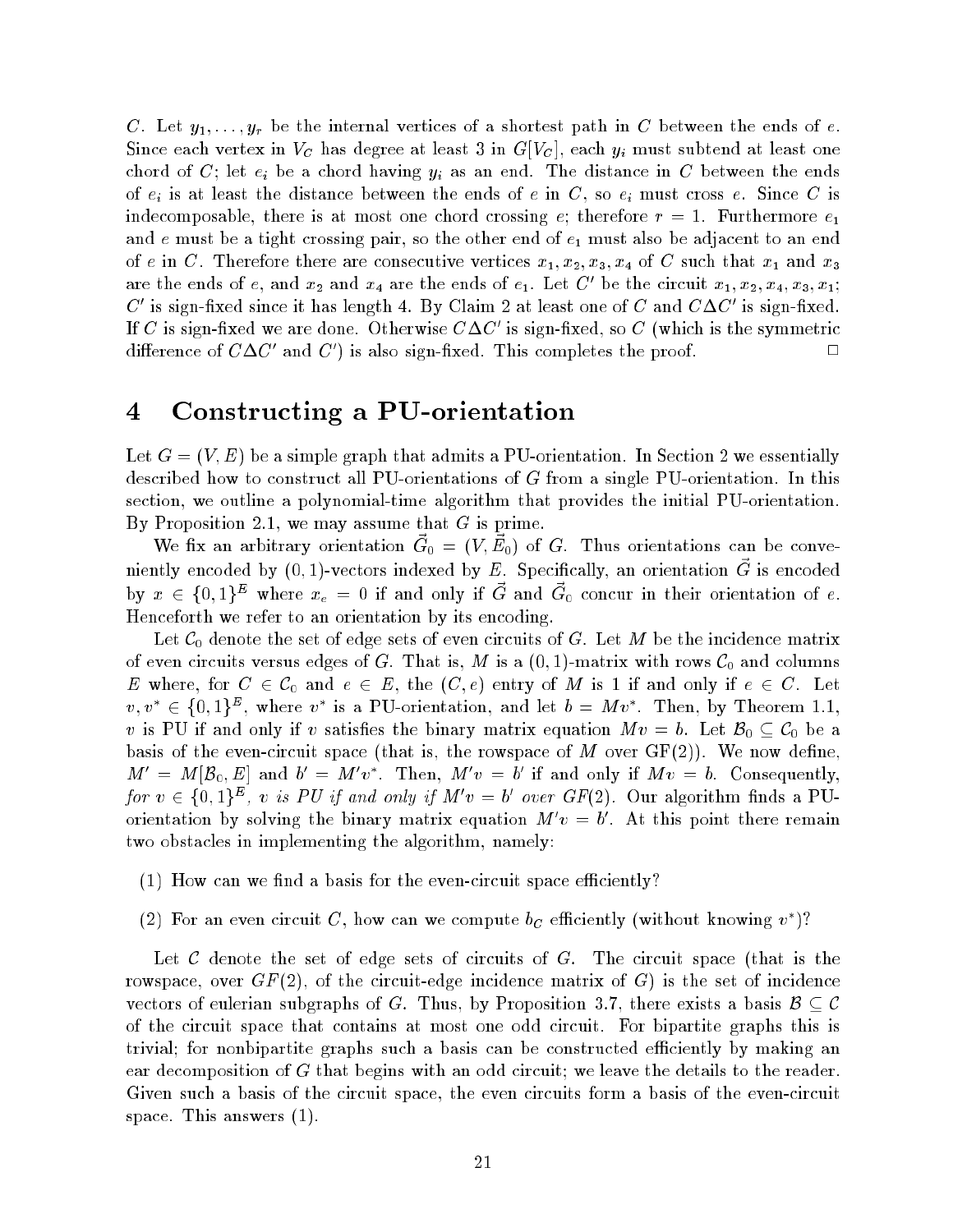$C$. Let $y_1, \ldots, y_r$ be the internal vertices of a shortest path in $C$ between the ends of $e$. Since each vertex in $V_C$ has degree at least 3 in $G[V_C]$, each $y_i$ must subtend at least one chord of $C$; let $e_i$ be a chord having $y_i$ as an end. The distance in $C$ between the ends of $e_i$ is at least the distance between the ends of $e$ in $C$, so $e_i$ must cross $e$. Since $C$ is indecomposable, there is at most one chord crossing $e$; therefore $r = 1$. Furthermore $e_1$ and $e$ must be a tight crossing pair, so the other end of $e_1$ must also be adjacent to an end of $e$ in $C$. Therefore there are consecutive vertices $x_1, x_2, x_3, x_4$ of $C$ such that $x_1$ and $x_3$ are the ends of $e$, and $x_2$ and $x_4$ are the ends of $e_1$. Let $C'$ be the circuit $x_1, x_2, x_4, x_3, x_1$; $C'$ is sign-fixed since it has length 4. By Claim 2 at least one of $C$ and $C \Delta C'$ is sign-fixed. If $C$ is sign-fixed we are done. Otherwise $C \Delta C'$ is sign-fixed, so $C$ (which is the symmetric difference of $C \Delta C'$ and $C'$) is also sign-fixed. This completes the proof. $\square$

# 4 Constructing a PU-orientation

Let $G = (V, E)$ be a simple graph that admits a PU-orientation. In Section 2 we essentially described how to construct all PU-orientations of $G$ from a single PU-orientation. In this section, we outline a polynomial-time algorithm that provides the initial PU-orientation. By Proposition 2.1, we may assume that $G$ is prime.

We fix an arbitrary orientation $\vec{G}_0 = (V, \vec{E}_0)$ of $G$. Thus orientations can be conveniently encoded by $(0,1)$-vectors indexed by $E$. Specifically, an orientation $\vec{G}$ is encoded by $x \in \{0,1\}^E$ where $x_e = 0$ if and only if $\vec{G}$ and $\vec{G}_0$ concur in their orientation of $e$. Henceforth we refer to an orientation by its encoding.

Let $\mathcal{C}_0$ denote the set of edge sets of even circuits of $G$. Let $M$ be the incidence matrix of even circuits versus edges of $G$. That is, $M$ is a $(0,1)$-matrix with rows $\mathcal{C}_0$ and columns $E$ where, for $C \in \mathcal{C}_0$ and $e \in E$, the $(C, e)$ entry of $M$ is 1 if and only if $e \in C$. Let $v, v^* \in \{0,1\}^E$, where $v^*$ is a PU-orientation, and let $b = Mv^*$. Then, by Theorem 1.1, $v$ is PU if and only if $v$ satisfies the binary matrix equation $Mv = b$. Let $\mathcal{B}_0 \subseteq \mathcal{C}_0$ be a basis of the even-circuit space (that is, the rowspace of $M$ over GF(2)). We now define, $M' = M[\mathcal{B}_0, E]$ and $b' = M'v^*$. Then, $M'v = b'$ if and only if $Mv = b$. Consequently, *for* $v \in \{0,1\}^E$, *$v$ is PU if and only if $M'v = b'$ over GF(2).* Our algorithm finds a PU-orientation by solving the binary matrix equation $M'v = b'$. At this point there remain two obstacles in implementing the algorithm, namely:

(1) How can we find a basis for the even-circuit space efficiently?

(2) For an even circuit $C$, how can we compute $b_C$ efficiently (without knowing $v^*$)?

Let $\mathcal{C}$ denote the set of edge sets of circuits of $G$. The circuit space (that is the rowspace, over $GF(2)$, of the circuit-edge incidence matrix of $G$) is the set of incidence vectors of eulerian subgraphs of $G$. Thus, by Proposition 3.7, there exists a basis $\mathcal{B} \subseteq \mathcal{C}$ of the circuit space that contains at most one odd circuit. For bipartite graphs this is trivial; for nonbipartite graphs such a basis can be constructed efficiently by making an ear decomposition of $G$ that begins with an odd circuit; we leave the details to the reader. Given such a basis of the circuit space, the even circuits form a basis of the even-circuit space. This answers (1).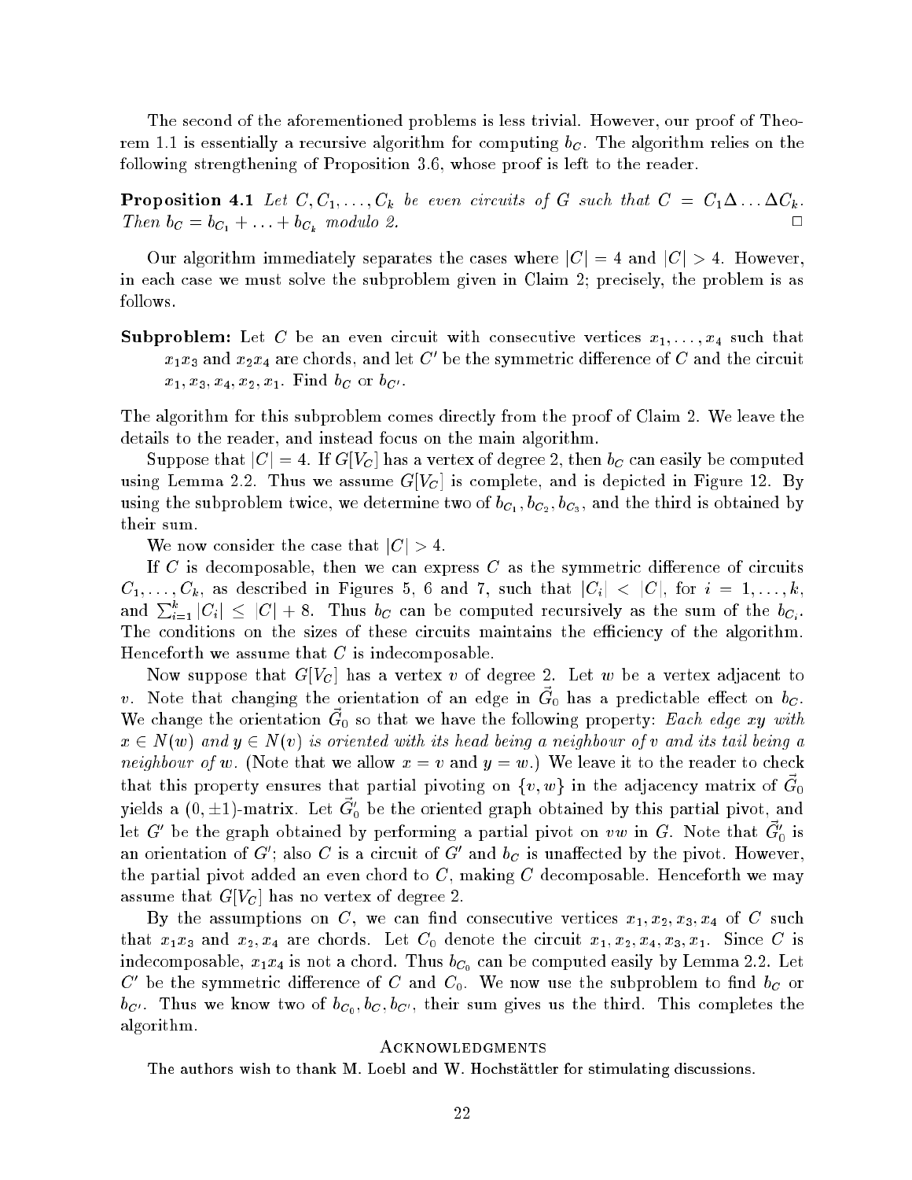The second of the aforementioned problems is less trivial. However, our proof of Theorem 1.1 is essentially a recursive algorithm for computing $b_C$. The algorithm relies on the following strengthening of Proposition 3.6, whose proof is left to the reader.

**Proposition 4.1** *Let $C, C_1, \ldots, C_k$ be even circuits of $G$ such that $C = C_1 \Delta \ldots \Delta C_k$. Then $b_C = b_{C_1} + \ldots + b_{C_k}$ modulo 2.* □

Our algorithm immediately separates the cases where $|C| = 4$ and $|C| > 4$. However, in each case we must solve the subproblem given in Claim 2; precisely, the problem is as follows.

**Subproblem:** Let $C$ be an even circuit with consecutive vertices $x_1, \ldots, x_4$ such that $x_1x_3$ and $x_2x_4$ are chords, and let $C'$ be the symmetric difference of $C$ and the circuit $x_1, x_3, x_4, x_2, x_1$. Find $b_C$ or $b_{C'}$.

The algorithm for this subproblem comes directly from the proof of Claim 2. We leave the details to the reader, and instead focus on the main algorithm.

Suppose that $|C| = 4$. If $G[V_C]$ has a vertex of degree 2, then $b_C$ can easily be computed using Lemma 2.2. Thus we assume $G[V_C]$ is complete, and is depicted in Figure 12. By using the subproblem twice, we determine two of $b_{C_1}, b_{C_2}, b_{C_3}$, and the third is obtained by their sum.

We now consider the case that $|C| > 4$.

If $C$ is decomposable, then we can express $C$ as the symmetric difference of circuits $C_1, \ldots, C_k$, as described in Figures 5, 6 and 7, such that $|C_i| < |C|$, for $i = 1, \ldots, k$, and $\sum_{i=1}^{k} |C_i| \leq |C| + 8$. Thus $b_C$ can be computed recursively as the sum of the $b_{C_i}$. The conditions on the sizes of these circuits maintains the efficiency of the algorithm. Henceforth we assume that $C$ is indecomposable.

Now suppose that $G[V_C]$ has a vertex $v$ of degree 2. Let $w$ be a vertex adjacent to $v$. Note that changing the orientation of an edge in $\vec{G}_0$ has a predictable effect on $b_C$. We change the orientation $\vec{G}_0$ so that we have the following property: *Each edge $xy$ with $x \in N(w)$ and $y \in N(v)$ is oriented with its head being a neighbour of $v$ and its tail being a neighbour of $w$.* (Note that we allow $x = v$ and $y = w$.) We leave it to the reader to check that this property ensures that partial pivoting on $\{v, w\}$ in the adjacency matrix of $\vec{G}_0$ yields a $(0, \pm 1)$-matrix. Let $\vec{G}_0'$ be the oriented graph obtained by this partial pivot, and let $G'$ be the graph obtained by performing a partial pivot on $vw$ in $G$. Note that $\vec{G}_0'$ is an orientation of $G'$; also $C$ is a circuit of $G'$ and $b_C$ is unaffected by the pivot. However, the partial pivot added an even chord to $C$, making $C$ decomposable. Henceforth we may assume that $G[V_C]$ has no vertex of degree 2.

By the assumptions on $C$, we can find consecutive vertices $x_1, x_2, x_3, x_4$ of $C$ such that $x_1x_3$ and $x_2, x_4$ are chords. Let $C_0$ denote the circuit $x_1, x_2, x_4, x_3, x_1$. Since $C$ is indecomposable, $x_1x_4$ is not a chord. Thus $b_{C_0}$ can be computed easily by Lemma 2.2. Let $C'$ be the symmetric difference of $C$ and $C_0$. We now use the subproblem to find $b_C$ or $b_{C'}$. Thus we know two of $b_{C_0}, b_C, b_{C'}$, their sum gives us the third. This completes the algorithm.

## Acknowledgments

The authors wish to thank M. Loebl and W. Hochstättler for stimulating discussions.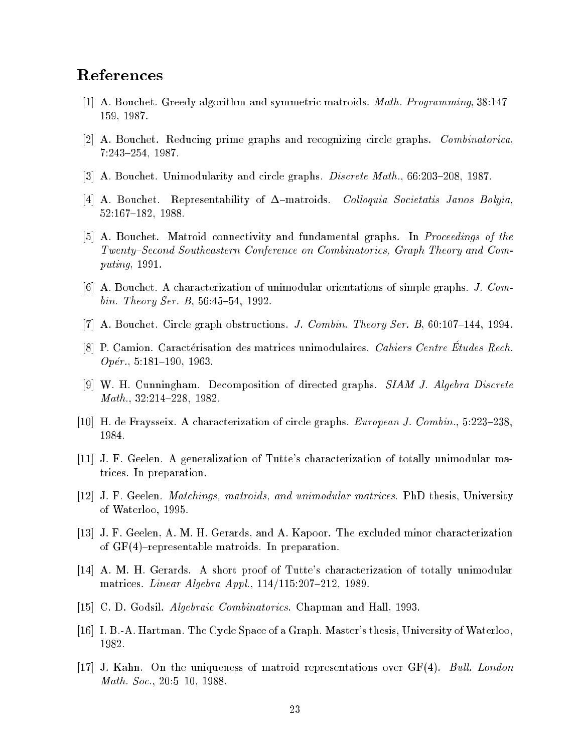# References

[1] A. Bouchet. Greedy algorithm and symmetric matroids. *Math. Programming*, 38:147 159, 1987.

[2] A. Bouchet. Reducing prime graphs and recognizing circle graphs. *Combinatorica*, 7:243–254, 1987.

[3] A. Bouchet. Unimodularity and circle graphs. *Discrete Math.*, 66:203–208, 1987.

[4] A. Bouchet. Representability of $\Delta$–matroids. *Colloquia Societatis Janos Bolyia*, 52:167–182, 1988.

[5] A. Bouchet. Matroid connectivity and fundamental graphs. In *Proceedings of the Twenty–Second Southeastern Conference on Combinatorics, Graph Theory and Computing*, 1991.

[6] A. Bouchet. A characterization of unimodular orientations of simple graphs. *J. Combin. Theory Ser. B*, 56:45–54, 1992.

[7] A. Bouchet. Circle graph obstructions. *J. Combin. Theory Ser. B*, 60:107–144, 1994.

[8] P. Camion. Caractérisation des matrices unimodulaires. *Cahiers Centre Études Rech. Opér.*, 5:181–190, 1963.

[9] W. H. Cunningham. Decomposition of directed graphs. *SIAM J. Algebra Discrete Math.*, 32:214–228, 1982.

[10] H. de Fraysseix. A characterization of circle graphs. *European J. Combin.*, 5:223–238, 1984.

[11] J. F. Geelen. A generalization of Tutte's characterization of totally unimodular matrices. In preparation.

[12] J. F. Geelen. *Matchings, matroids, and unimodular matrices*. PhD thesis, University of Waterloo, 1995.

[13] J. F. Geelen, A. M. H. Gerards, and A. Kapoor. The excluded minor characterization of GF(4)–representable matroids. In preparation.

[14] A. M. H. Gerards. A short proof of Tutte's characterization of totally unimodular matrices. *Linear Algebra Appl.*, 114/115:207–212, 1989.

[15] C. D. Godsil. *Algebraic Combinatorics*. Chapman and Hall, 1993.

[16] I. B.-A. Hartman. The Cycle Space of a Graph. Master's thesis, University of Waterloo, 1982.

[17] J. Kahn. On the uniqueness of matroid representations over GF(4). *Bull. London Math. Soc.*, 20:5 10, 1988.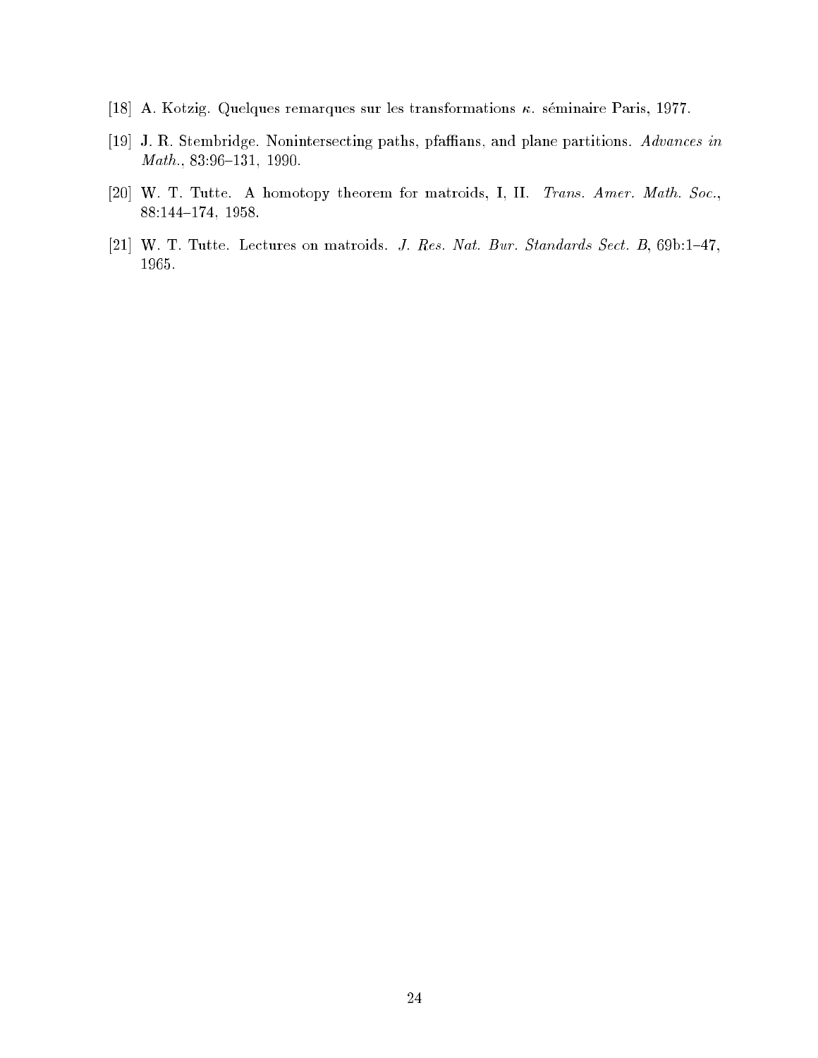[18] A. Kotzig. Quelques remarques sur les transformations $\kappa$. séminaire Paris, 1977.

[19] J. R. Stembridge. Nonintersecting paths, pfaffians, and plane partitions. *Advances in Math.*, 83:96–131, 1990.

[20] W. T. Tutte. A homotopy theorem for matroids, I, II. *Trans. Amer. Math. Soc.*, 88:144–174, 1958.

[21] W. T. Tutte. Lectures on matroids. *J. Res. Nat. Bur. Standards Sect. B*, 69b:1–47, 1965.